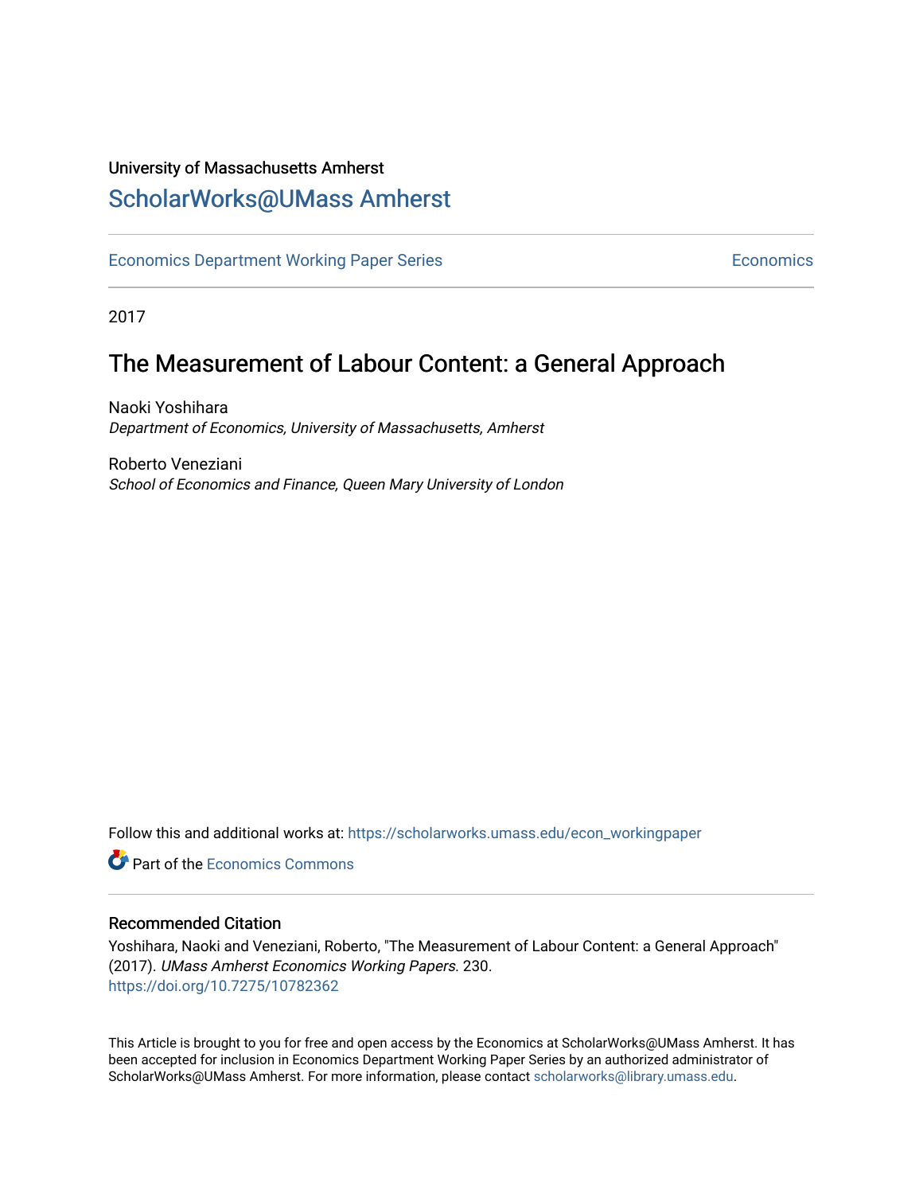University of Massachusetts Amherst

## ScholarWorks@UMass Amherst

Economics Department Working Paper Series | Economics

2017

# The Measurement of Labour Content: a General Approach

Naoki Yoshihara
*Department of Economics, University of Massachusetts, Amherst*

Roberto Veneziani
*School of Economics and Finance, Queen Mary University of London*

Follow this and additional works at: https://scholarworks.umass.edu/econ_workingpaper

Part of the Economics Commons

### Recommended Citation

Yoshihara, Naoki and Veneziani, Roberto, "The Measurement of Labour Content: a General Approach" (2017). *UMass Amherst Economics Working Papers.* 230.
https://doi.org/10.7275/10782362

This Article is brought to you for free and open access by the Economics at ScholarWorks@UMass Amherst. It has been accepted for inclusion in Economics Department Working Paper Series by an authorized administrator of ScholarWorks@UMass Amherst. For more information, please contact scholarworks@library.umass.edu.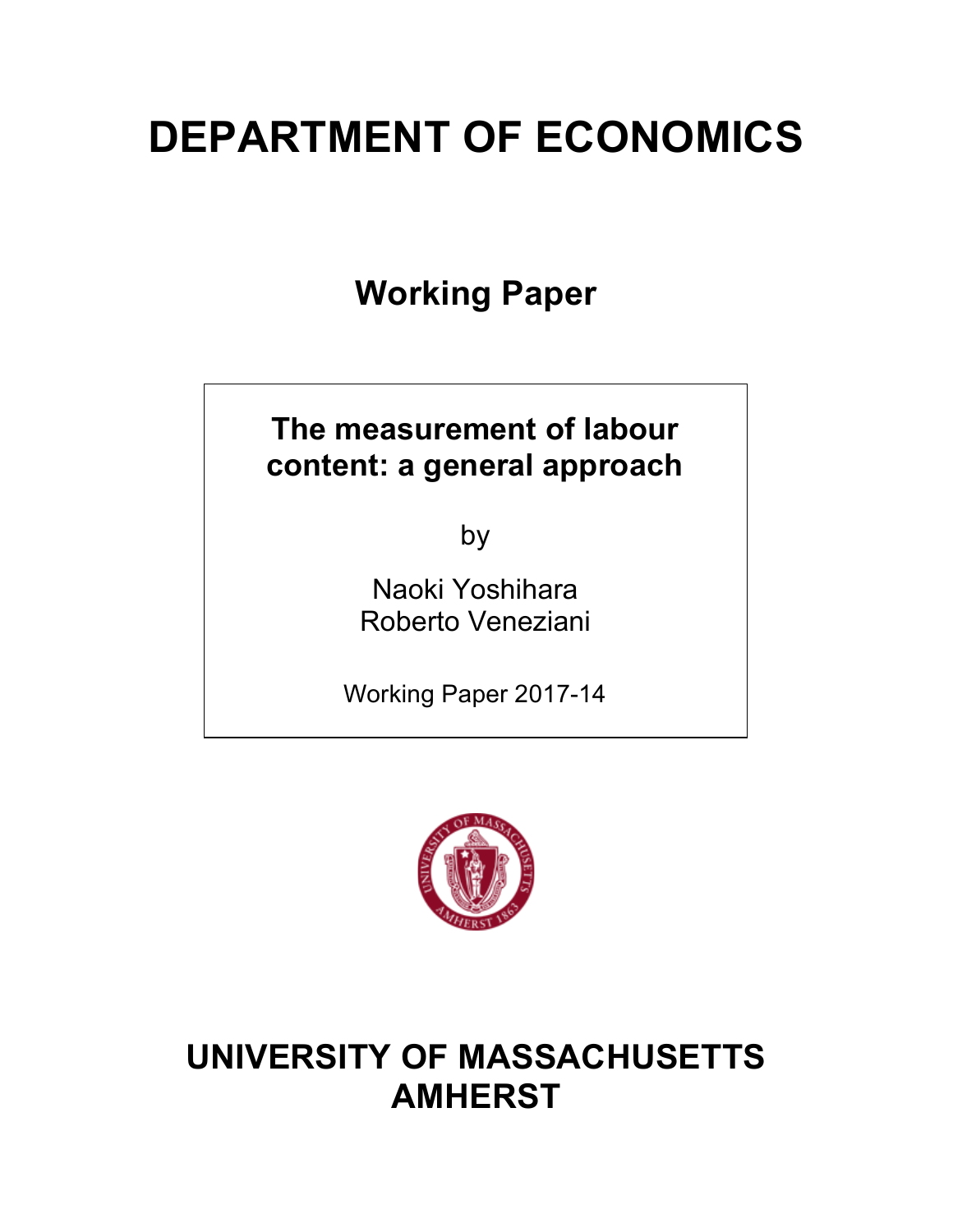# DEPARTMENT OF ECONOMICS

## Working Paper

**The measurement of labour content: a general approach**

by

Naoki Yoshihara
Roberto Veneziani

Working Paper 2017-14

# UNIVERSITY OF MASSACHUSETTS AMHERST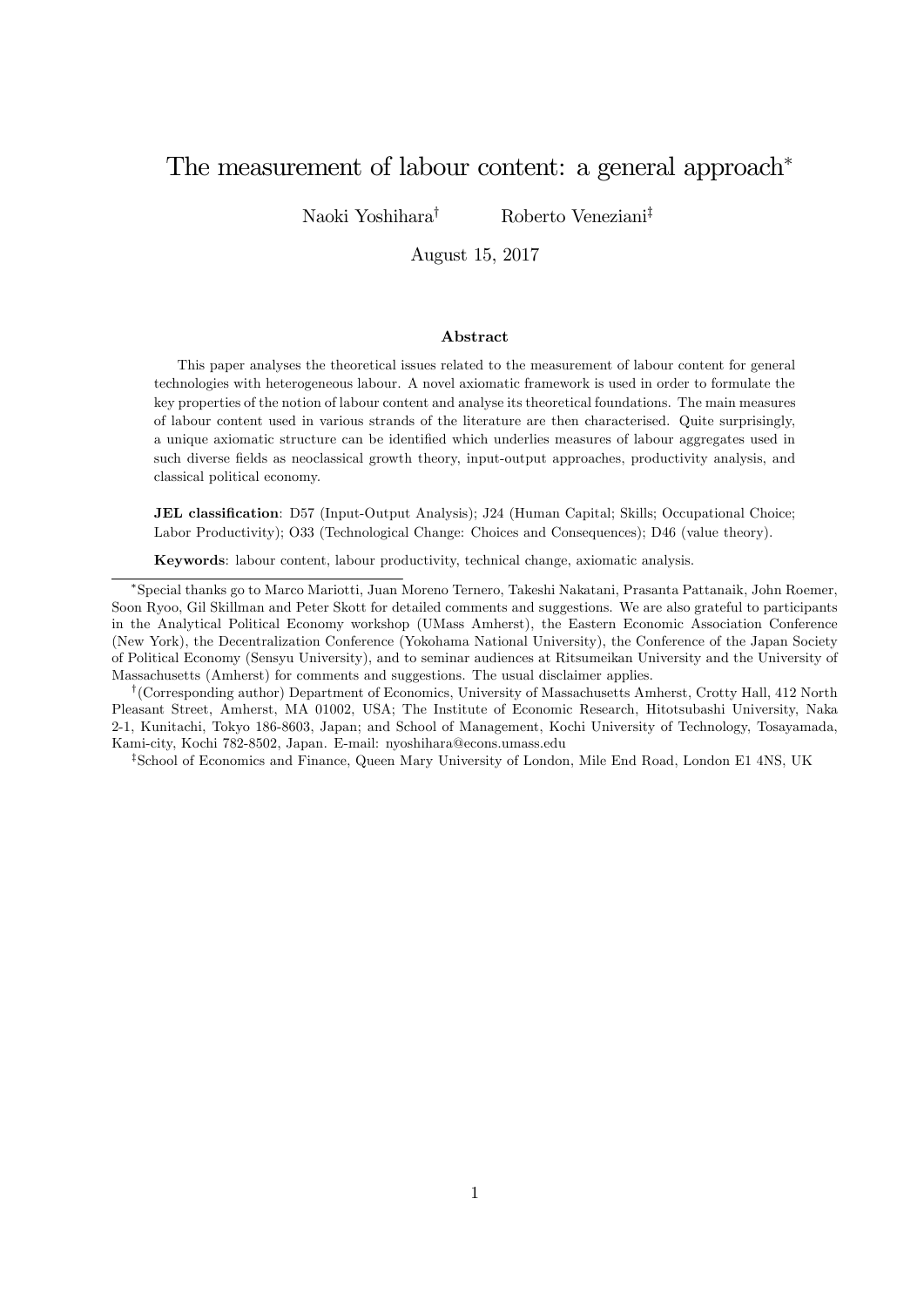# The measurement of labour content: a general approach*

Naoki Yoshihara[†] Roberto Veneziani[‡]

August 15, 2017

### Abstract

This paper analyses the theoretical issues related to the measurement of labour content for general technologies with heterogeneous labour. A novel axiomatic framework is used in order to formulate the key properties of the notion of labour content and analyse its theoretical foundations. The main measures of labour content used in various strands of the literature are then characterised. Quite surprisingly, a unique axiomatic structure can be identified which underlies measures of labour aggregates used in such diverse fields as neoclassical growth theory, input-output approaches, productivity analysis, and classical political economy.

**JEL classification**: D57 (Input-Output Analysis); J24 (Human Capital; Skills; Occupational Choice; Labor Productivity); O33 (Technological Change: Choices and Consequences); D46 (value theory).

**Keywords**: labour content, labour productivity, technical change, axiomatic analysis.

---

*Special thanks go to Marco Mariotti, Juan Moreno Ternero, Takeshi Nakatani, Prasanta Pattanaik, John Roemer, Soon Ryoo, Gil Skillman and Peter Skott for detailed comments and suggestions. We are also grateful to participants in the Analytical Political Economy workshop (UMass Amherst), the Eastern Economic Association Conference (New York), the Decentralization Conference (Yokohama National University), the Conference of the Japan Society of Political Economy (Sensyu University), and to seminar audiences at Ritsumeikan University and the University of Massachusetts (Amherst) for comments and suggestions. The usual disclaimer applies.

[†](Corresponding author) Department of Economics, University of Massachusetts Amherst, Crotty Hall, 412 North Pleasant Street, Amherst, MA 01002, USA; The Institute of Economic Research, Hitotsubashi University, Naka 2-1, Kunitachi, Tokyo 186-8603, Japan; and School of Management, Kochi University of Technology, Tosayamada, Kami-city, Kochi 782-8502, Japan. E-mail: nyoshihara@econs.umass.edu

[‡]School of Economics and Finance, Queen Mary University of London, Mile End Road, London E1 4NS, UK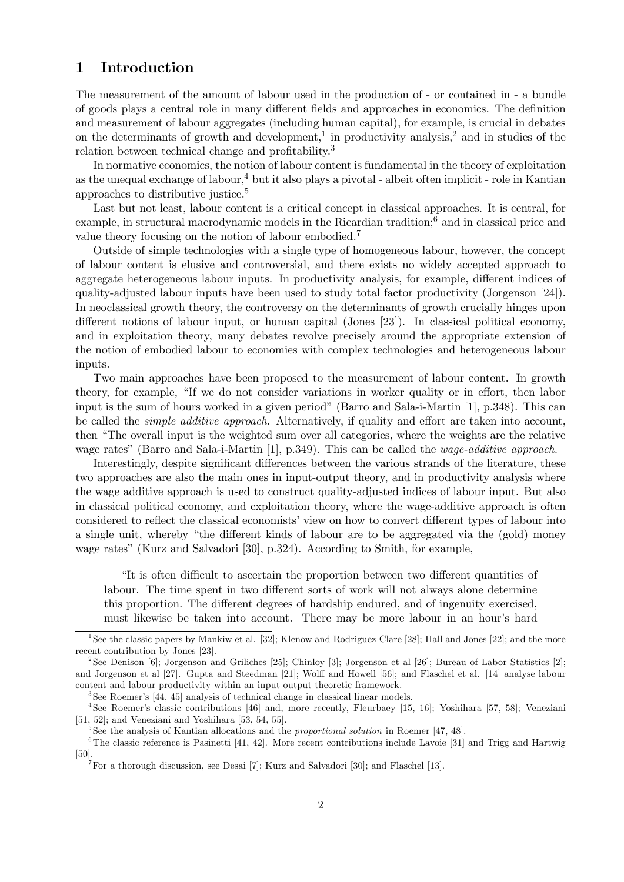# 1 Introduction

The measurement of the amount of labour used in the production of - or contained in - a bundle of goods plays a central role in many different fields and approaches in economics. The definition and measurement of labour aggregates (including human capital), for example, is crucial in debates on the determinants of growth and development,[1] in productivity analysis,[2] and in studies of the relation between technical change and profitability.[3]

In normative economics, the notion of labour content is fundamental in the theory of exploitation as the unequal exchange of labour,[4] but it also plays a pivotal - albeit often implicit - role in Kantian approaches to distributive justice.[5]

Last but not least, labour content is a critical concept in classical approaches. It is central, for example, in structural macrodynamic models in the Ricardian tradition;[6] and in classical price and value theory focusing on the notion of labour embodied.[7]

Outside of simple technologies with a single type of homogeneous labour, however, the concept of labour content is elusive and controversial, and there exists no widely accepted approach to aggregate heterogeneous labour inputs. In productivity analysis, for example, different indices of quality-adjusted labour inputs have been used to study total factor productivity (Jorgenson [24]). In neoclassical growth theory, the controversy on the determinants of growth crucially hinges upon different notions of labour input, or human capital (Jones [23]). In classical political economy, and in exploitation theory, many debates revolve precisely around the appropriate extension of the notion of embodied labour to economies with complex technologies and heterogeneous labour inputs.

Two main approaches have been proposed to the measurement of labour content. In growth theory, for example, "If we do not consider variations in worker quality or in effort, then labor input is the sum of hours worked in a given period" (Barro and Sala-i-Martin [1], p.348). This can be called the *simple additive approach*. Alternatively, if quality and effort are taken into account, then "The overall input is the weighted sum over all categories, where the weights are the relative wage rates" (Barro and Sala-i-Martin [1], p.349). This can be called the *wage-additive approach*.

Interestingly, despite significant differences between the various strands of the literature, these two approaches are also the main ones in input-output theory, and in productivity analysis where the wage additive approach is used to construct quality-adjusted indices of labour input. But also in classical political economy, and exploitation theory, where the wage-additive approach is often considered to reflect the classical economists' view on how to convert different types of labour into a single unit, whereby "the different kinds of labour are to be aggregated via the (gold) money wage rates" (Kurz and Salvadori [30], p.324). According to Smith, for example,

> "It is often difficult to ascertain the proportion between two different quantities of labour. The time spent in two different sorts of work will not always alone determine this proportion. The different degrees of hardship endured, and of ingenuity exercised, must likewise be taken into account. There may be more labour in an hour's hard

---

[1] See the classic papers by Mankiw et al. [32]; Klenow and Rodriguez-Clare [28]; Hall and Jones [22]; and the more recent contribution by Jones [23].

[2] See Denison [6]; Jorgenson and Griliches [25]; Chinloy [3]; Jorgenson et al [26]; Bureau of Labor Statistics [2]; and Jorgenson et al [27]. Gupta and Steedman [21]; Wolff and Howell [56]; and Flaschel et al. [14] analyse labour content and labour productivity within an input-output theoretic framework.

[3] See Roemer's [44, 45] analysis of technical change in classical linear models.

[4] See Roemer's classic contributions [46] and, more recently, Fleurbaey [15, 16]; Yoshihara [57, 58]; Veneziani [51, 52]; and Veneziani and Yoshihara [53, 54, 55].

[5] See the analysis of Kantian allocations and the *proportional solution* in Roemer [47, 48].

[6] The classic reference is Pasinetti [41, 42]. More recent contributions include Lavoie [31] and Trigg and Hartwig [50].

[7] For a thorough discussion, see Desai [7]; Kurz and Salvadori [30]; and Flaschel [13].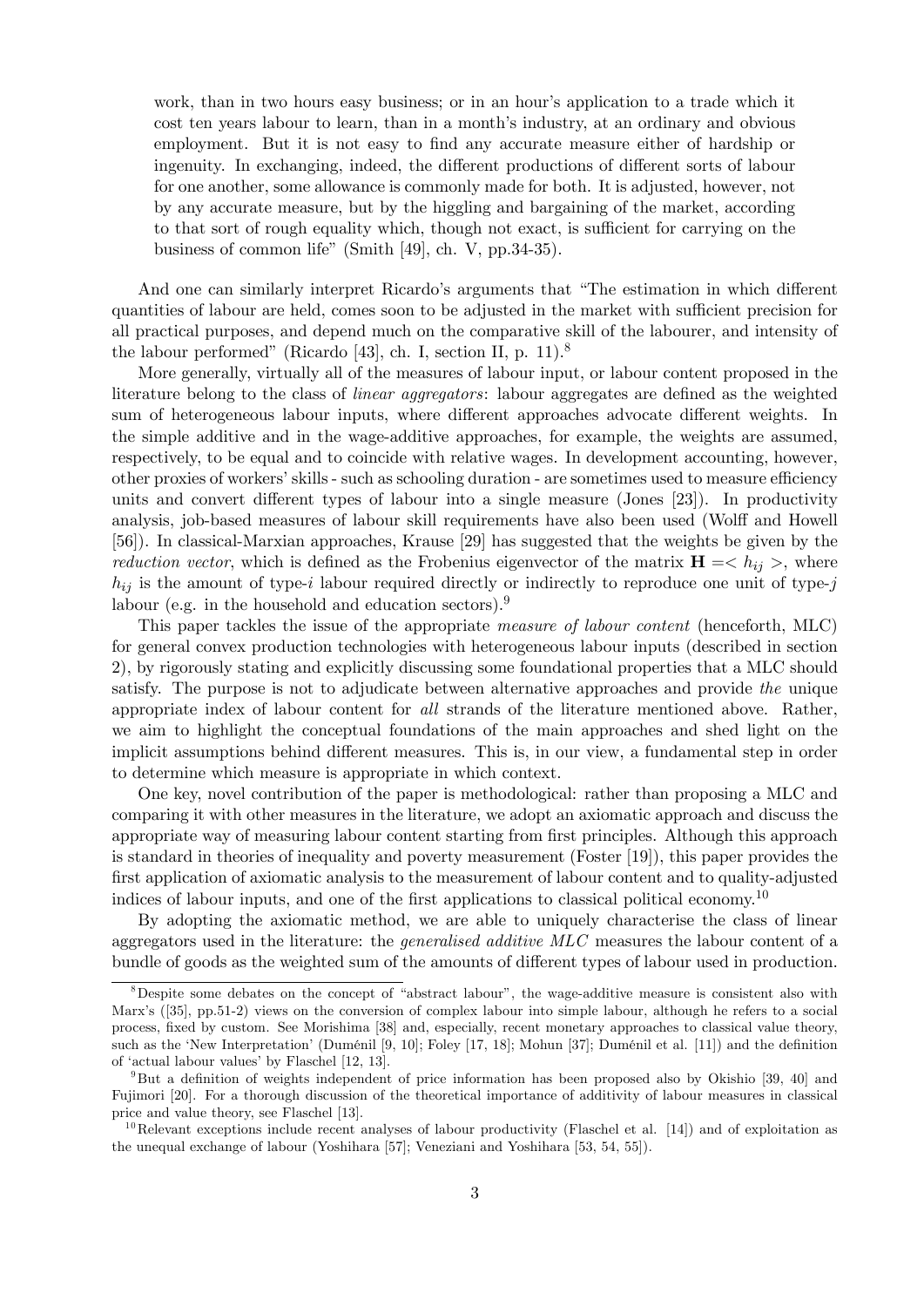work, than in two hours easy business; or in an hour's application to a trade which it cost ten years labour to learn, than in a month's industry, at an ordinary and obvious employment. But it is not easy to find any accurate measure either of hardship or ingenuity. In exchanging, indeed, the different productions of different sorts of labour for one another, some allowance is commonly made for both. It is adjusted, however, not by any accurate measure, but by the higgling and bargaining of the market, according to that sort of rough equality which, though not exact, is sufficient for carrying on the business of common life" (Smith [49], ch. V, pp.34-35).

And one can similarly interpret Ricardo's arguments that "The estimation in which different quantities of labour are held, comes soon to be adjusted in the market with sufficient precision for all practical purposes, and depend much on the comparative skill of the labourer, and intensity of the labour performed" (Ricardo [43], ch. I, section II, p. 11).[8]

More generally, virtually all of the measures of labour input, or labour content proposed in the literature belong to the class of *linear aggregators*: labour aggregates are defined as the weighted sum of heterogeneous labour inputs, where different approaches advocate different weights. In the simple additive and in the wage-additive approaches, for example, the weights are assumed, respectively, to be equal and to coincide with relative wages. In development accounting, however, other proxies of workers' skills - such as schooling duration - are sometimes used to measure efficiency units and convert different types of labour into a single measure (Jones [23]). In productivity analysis, job-based measures of labour skill requirements have also been used (Wolff and Howell [56]). In classical-Marxian approaches, Krause [29] has suggested that the weights be given by the *reduction vector*, which is defined as the Frobenius eigenvector of the matrix $\mathbf{H} = < h_{ij} >$, where $h_{ij}$ is the amount of type-$i$ labour required directly or indirectly to reproduce one unit of type-$j$ labour (e.g. in the household and education sectors).[9]

This paper tackles the issue of the appropriate *measure of labour content* (henceforth, MLC) for general convex production technologies with heterogeneous labour inputs (described in section 2), by rigorously stating and explicitly discussing some foundational properties that a MLC should satisfy. The purpose is not to adjudicate between alternative approaches and provide *the* unique appropriate index of labour content for *all* strands of the literature mentioned above. Rather, we aim to highlight the conceptual foundations of the main approaches and shed light on the implicit assumptions behind different measures. This is, in our view, a fundamental step in order to determine which measure is appropriate in which context.

One key, novel contribution of the paper is methodological: rather than proposing a MLC and comparing it with other measures in the literature, we adopt an axiomatic approach and discuss the appropriate way of measuring labour content starting from first principles. Although this approach is standard in theories of inequality and poverty measurement (Foster [19]), this paper provides the first application of axiomatic analysis to the measurement of labour content and to quality-adjusted indices of labour inputs, and one of the first applications to classical political economy.[10]

By adopting the axiomatic method, we are able to uniquely characterise the class of linear aggregators used in the literature: the *generalised additive MLC* measures the labour content of a bundle of goods as the weighted sum of the amounts of different types of labour used in production.

---

[8] Despite some debates on the concept of "abstract labour", the wage-additive measure is consistent also with Marx's ([35], pp.51-2) views on the conversion of complex labour into simple labour, although he refers to a social process, fixed by custom. See Morishima [38] and, especially, recent monetary approaches to classical value theory, such as the 'New Interpretation' (Duménil [9, 10]; Foley [17, 18]; Mohun [37]; Duménil et al. [11]) and the definition of 'actual labour values' by Flaschel [12, 13].

[9] But a definition of weights independent of price information has been proposed also by Okishio [39, 40] and Fujimori [20]. For a thorough discussion of the theoretical importance of additivity of labour measures in classical price and value theory, see Flaschel [13].

[10] Relevant exceptions include recent analyses of labour productivity (Flaschel et al. [14]) and of exploitation as the unequal exchange of labour (Yoshihara [57]; Veneziani and Yoshihara [53, 54, 55]).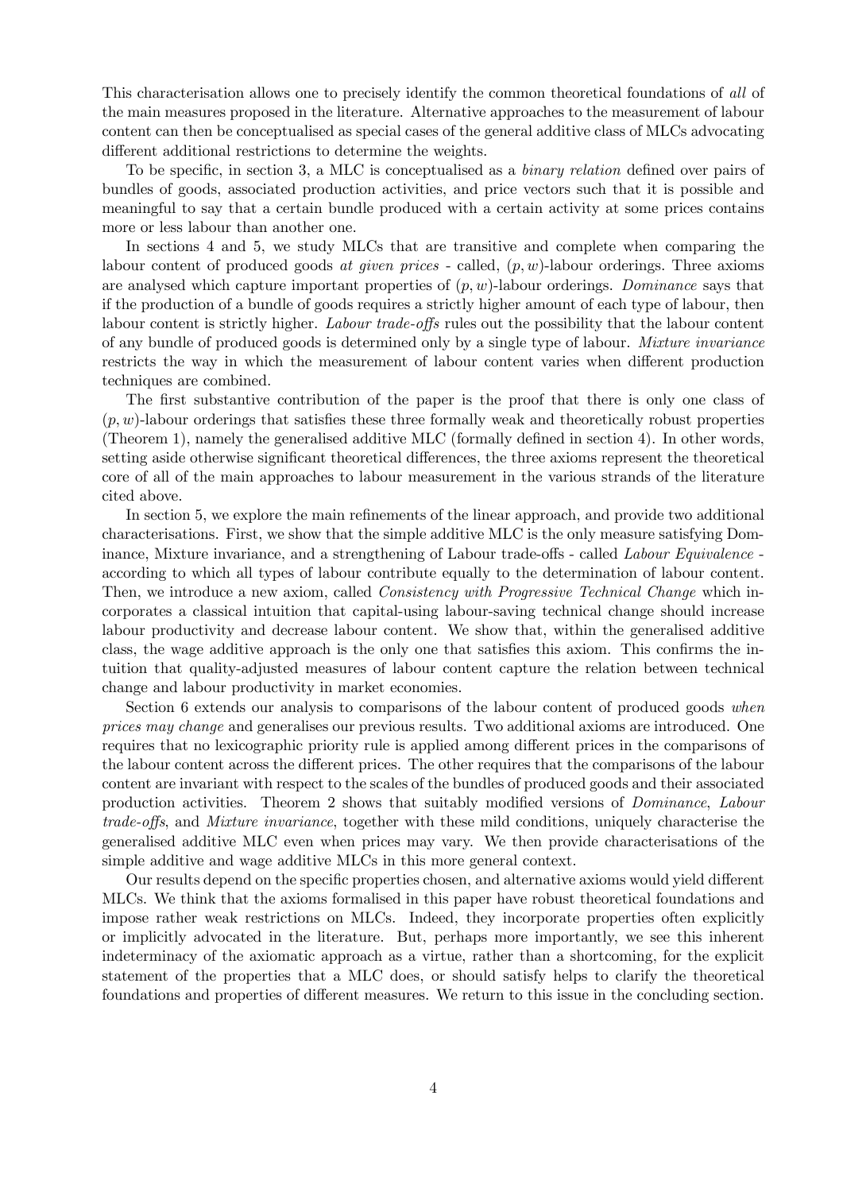This characterisation allows one to precisely identify the common theoretical foundations of *all* of the main measures proposed in the literature. Alternative approaches to the measurement of labour content can then be conceptualised as special cases of the general additive class of MLCs advocating different additional restrictions to determine the weights.

To be specific, in section 3, a MLC is conceptualised as a *binary relation* defined over pairs of bundles of goods, associated production activities, and price vectors such that it is possible and meaningful to say that a certain bundle produced with a certain activity at some prices contains more or less labour than another one.

In sections 4 and 5, we study MLCs that are transitive and complete when comparing the labour content of produced goods *at given prices* - called, $(p, w)$-labour orderings. Three axioms are analysed which capture important properties of $(p, w)$-labour orderings. *Dominance* says that if the production of a bundle of goods requires a strictly higher amount of each type of labour, then labour content is strictly higher. *Labour trade-offs* rules out the possibility that the labour content of any bundle of produced goods is determined only by a single type of labour. *Mixture invariance* restricts the way in which the measurement of labour content varies when different production techniques are combined.

The first substantive contribution of the paper is the proof that there is only one class of $(p, w)$-labour orderings that satisfies these three formally weak and theoretically robust properties (Theorem 1), namely the generalised additive MLC (formally defined in section 4). In other words, setting aside otherwise significant theoretical differences, the three axioms represent the theoretical core of all of the main approaches to labour measurement in the various strands of the literature cited above.

In section 5, we explore the main refinements of the linear approach, and provide two additional characterisations. First, we show that the simple additive MLC is the only measure satisfying Dominance, Mixture invariance, and a strengthening of Labour trade-offs - called *Labour Equivalence* - according to which all types of labour contribute equally to the determination of labour content. Then, we introduce a new axiom, called *Consistency with Progressive Technical Change* which incorporates a classical intuition that capital-using labour-saving technical change should increase labour productivity and decrease labour content. We show that, within the generalised additive class, the wage additive approach is the only one that satisfies this axiom. This confirms the intuition that quality-adjusted measures of labour content capture the relation between technical change and labour productivity in market economies.

Section 6 extends our analysis to comparisons of the labour content of produced goods *when prices may change* and generalises our previous results. Two additional axioms are introduced. One requires that no lexicographic priority rule is applied among different prices in the comparisons of the labour content across the different prices. The other requires that the comparisons of the labour content are invariant with respect to the scales of the bundles of produced goods and their associated production activities. Theorem 2 shows that suitably modified versions of *Dominance*, *Labour trade-offs*, and *Mixture invariance*, together with these mild conditions, uniquely characterise the generalised additive MLC even when prices may vary. We then provide characterisations of the simple additive and wage additive MLCs in this more general context.

Our results depend on the specific properties chosen, and alternative axioms would yield different MLCs. We think that the axioms formalised in this paper have robust theoretical foundations and impose rather weak restrictions on MLCs. Indeed, they incorporate properties often explicitly or implicitly advocated in the literature. But, perhaps more importantly, we see this inherent indeterminacy of the axiomatic approach as a virtue, rather than a shortcoming, for the explicit statement of the properties that a MLC does, or should satisfy helps to clarify the theoretical foundations and properties of different measures. We return to this issue in the concluding section.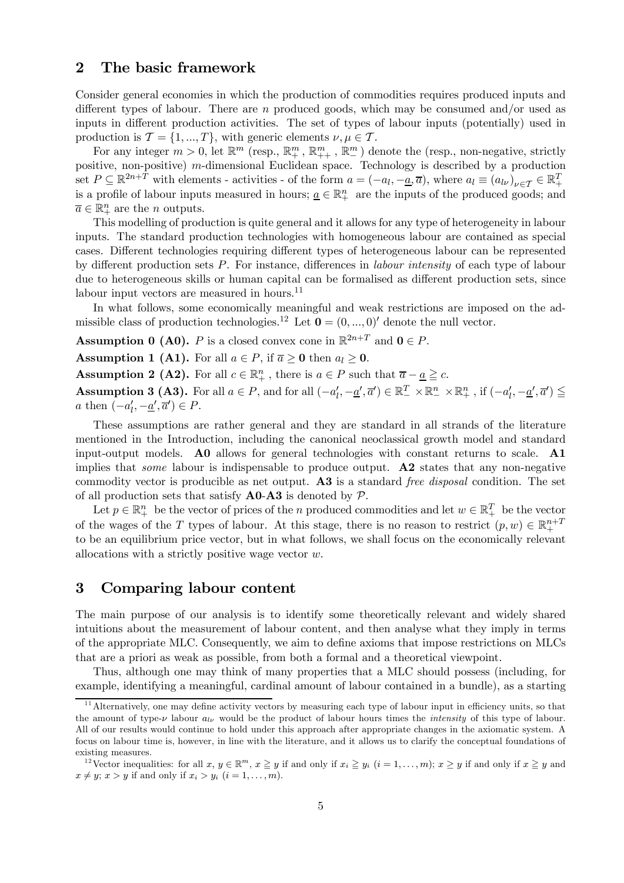## 2 The basic framework

Consider general economies in which the production of commodities requires produced inputs and different types of labour. There are $n$ produced goods, which may be consumed and/or used as inputs in different production activities. The set of types of labour inputs (potentially) used in production is $\mathcal{T} = \{1, ..., T\}$, with generic elements $\nu, \mu \in \mathcal{T}$.

For any integer $m > 0$, let $\mathbb{R}^m$ (resp., $\mathbb{R}^m_+$, $\mathbb{R}^m_{++}$, $\mathbb{R}^m_-$) denote the (resp., non-negative, strictly positive, non-positive) $m$-dimensional Euclidean space. Technology is described by a production set $P \subseteq \mathbb{R}^{2n+T}$ with elements - activities - of the form $a = (-a_l, -\underline{a}, \overline{a})$, where $a_l \equiv (a_{l\nu})_{\nu \in \mathcal{T}} \in \mathbb{R}^T_+$ is a profile of labour inputs measured in hours; $\underline{a} \in \mathbb{R}^n_+$ are the inputs of the produced goods; and $\overline{a} \in \mathbb{R}^n_+$ are the $n$ outputs.

This modelling of production is quite general and it allows for any type of heterogeneity in labour inputs. The standard production technologies with homogeneous labour are contained as special cases. Different technologies requiring different types of heterogeneous labour can be represented by different production sets $P$. For instance, differences in *labour intensity* of each type of labour due to heterogeneous skills or human capital can be formalised as different production sets, since labour input vectors are measured in hours.[11]

In what follows, some economically meaningful and weak restrictions are imposed on the admissible class of production technologies.[12] Let $\mathbf{0} = (0, ..., 0)'$ denote the null vector.

**Assumption 0 (A0).** $P$ is a closed convex cone in $\mathbb{R}^{2n+T}$ and $\mathbf{0} \in P$.

**Assumption 1 (A1).** For all $a \in P$, if $\overline{a} \geq \mathbf{0}$ then $a_l \geq \mathbf{0}$.

**Assumption 2 (A2).** For all $c \in \mathbb{R}^n_+$, there is $a \in P$ such that $\overline{a} - \underline{a} \geqq c$.

**Assumption 3 (A3).** For all $a \in P$, and for all $(-a'_l, -\underline{a}', \overline{a}') \in \mathbb{R}^T_- \times \mathbb{R}^n_- \times \mathbb{R}^n_+$, if $(-a'_l, -\underline{a}', \overline{a}') \leqq a$ then $(-a'_l, -\underline{a}', \overline{a}') \in P$.

These assumptions are rather general and they are standard in all strands of the literature mentioned in the Introduction, including the canonical neoclassical growth model and standard input-output models. **A0** allows for general technologies with constant returns to scale. **A1** implies that *some* labour is indispensable to produce output. **A2** states that any non-negative commodity vector is producible as net output. **A3** is a standard *free disposal* condition. The set of all production sets that satisfy **A0**-**A3** is denoted by $\mathcal{P}$.

Let $p \in \mathbb{R}^n_+$ be the vector of prices of the $n$ produced commodities and let $w \in \mathbb{R}^T_+$ be the vector of the wages of the $T$ types of labour. At this stage, there is no reason to restrict $(p, w) \in \mathbb{R}^{n+T}_+$ to be an equilibrium price vector, but in what follows, we shall focus on the economically relevant allocations with a strictly positive wage vector $w$.

## 3 Comparing labour content

The main purpose of our analysis is to identify some theoretically relevant and widely shared intuitions about the measurement of labour content, and then analyse what they imply in terms of the appropriate MLC. Consequently, we aim to define axioms that impose restrictions on MLCs that are a priori as weak as possible, from both a formal and a theoretical viewpoint.

Thus, although one may think of many properties that a MLC should possess (including, for example, identifying a meaningful, cardinal amount of labour contained in a bundle), as a starting

[11] Alternatively, one may define activity vectors by measuring each type of labour input in efficiency units, so that the amount of type-$\nu$ labour $a_{l\nu}$ would be the product of labour hours times the *intensity* of this type of labour. All of our results would continue to hold under this approach after appropriate changes in the axiomatic system. A focus on labour time is, however, in line with the literature, and it allows us to clarify the conceptual foundations of existing measures.

[12] Vector inequalities: for all $x, y \in \mathbb{R}^m$, $x \geqq y$ if and only if $x_i \geqq y_i$ $(i = 1, \ldots, m)$; $x \geq y$ if and only if $x \geqq y$ and $x \neq y$; $x > y$ if and only if $x_i > y_i$ $(i = 1, \ldots, m)$.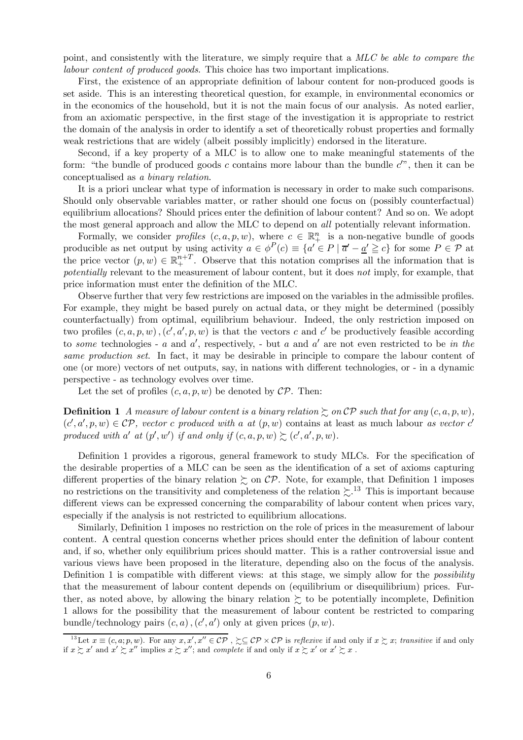point, and consistently with the literature, we simply require that a *MLC be able to compare the labour content of produced goods*. This choice has two important implications.

First, the existence of an appropriate definition of labour content for non-produced goods is set aside. This is an interesting theoretical question, for example, in environmental economics or in the economics of the household, but it is not the main focus of our analysis. As noted earlier, from an axiomatic perspective, in the first stage of the investigation it is appropriate to restrict the domain of the analysis in order to identify a set of theoretically robust properties and formally weak restrictions that are widely (albeit possibly implicitly) endorsed in the literature.

Second, if a key property of a MLC is to allow one to make meaningful statements of the form: "the bundle of produced goods $c$ contains more labour than the bundle $c'$", then it can be conceptualised as *a binary relation*.

It is a priori unclear what type of information is necessary in order to make such comparisons. Should only observable variables matter, or rather should one focus on (possibly counterfactual) equilibrium allocations? Should prices enter the definition of labour content? And so on. We adopt the most general approach and allow the MLC to depend on *all* potentially relevant information.

Formally, we consider *profiles* $(c, a, p, w)$, where $c \in \mathbb{R}^n_+$ is a non-negative bundle of goods producible as net output by using activity $a \in \phi^P(c) \equiv \{a' \in P \mid \overline{a}' - \underline{a}' \geqq c\}$ for some $P \in \mathcal{P}$ at the price vector $(p, w) \in \mathbb{R}^{n+T}_+$. Observe that this notation comprises all the information that is *potentially* relevant to the measurement of labour content, but it does *not* imply, for example, that price information must enter the definition of the MLC.

Observe further that very few restrictions are imposed on the variables in the admissible profiles. For example, they might be based purely on actual data, or they might be determined (possibly counterfactually) from optimal, equilibrium behaviour. Indeed, the only restriction imposed on two profiles $(c, a, p, w), (c', a', p, w)$ is that the vectors $c$ and $c'$ be productively feasible according to *some* technologies - $a$ and $a'$, respectively, - but $a$ and $a'$ are not even restricted to be *in the same production set*. In fact, it may be desirable in principle to compare the labour content of one (or more) vectors of net outputs, say, in nations with different technologies, or - in a dynamic perspective - as technology evolves over time.

Let the set of profiles $(c, a, p, w)$ be denoted by $\mathcal{CP}$. Then:

**Definition 1** *A measure of labour content is a binary relation $\succsim$ on $\mathcal{CP}$ such that for any $(c, a, p, w)$, $(c', a', p, w) \in \mathcal{CP}$, vector $c$ produced with $a$ at $(p, w)$ contains at least as much labour as vector $c'$ produced with $a'$ at $(p', w')$ if and only if $(c, a, p, w) \succsim (c', a', p, w)$.*

Definition 1 provides a rigorous, general framework to study MLCs. For the specification of the desirable properties of a MLC can be seen as the identification of a set of axioms capturing different properties of the binary relation $\succsim$ on $\mathcal{CP}$. Note, for example, that Definition 1 imposes no restrictions on the transitivity and completeness of the relation $\succsim$.[13] This is important because different views can be expressed concerning the comparability of labour content when prices vary, especially if the analysis is not restricted to equilibrium allocations.

Similarly, Definition 1 imposes no restriction on the role of prices in the measurement of labour content. A central question concerns whether prices should enter the definition of labour content and, if so, whether only equilibrium prices should matter. This is a rather controversial issue and various views have been proposed in the literature, depending also on the focus of the analysis. Definition 1 is compatible with different views: at this stage, we simply allow for the *possibility* that the measurement of labour content depends on (equilibrium or disequilibrium) prices. Further, as noted above, by allowing the binary relation $\succsim$ to be potentially incomplete, Definition 1 allows for the possibility that the measurement of labour content be restricted to comparing bundle/technology pairs $(c, a), (c', a')$ only at given prices $(p, w)$.

[13] Let $x \equiv (c, a; p, w)$. For any $x, x', x'' \in \mathcal{CP}$, $\succsim \subseteq \mathcal{CP} \times \mathcal{CP}$ is *reflexive* if and only if $x \succsim x$; *transitive* if and only if $x \succsim x'$ and $x' \succsim x''$ implies $x \succsim x''$; and *complete* if and only if $x \succsim x'$ or $x' \succsim x$ .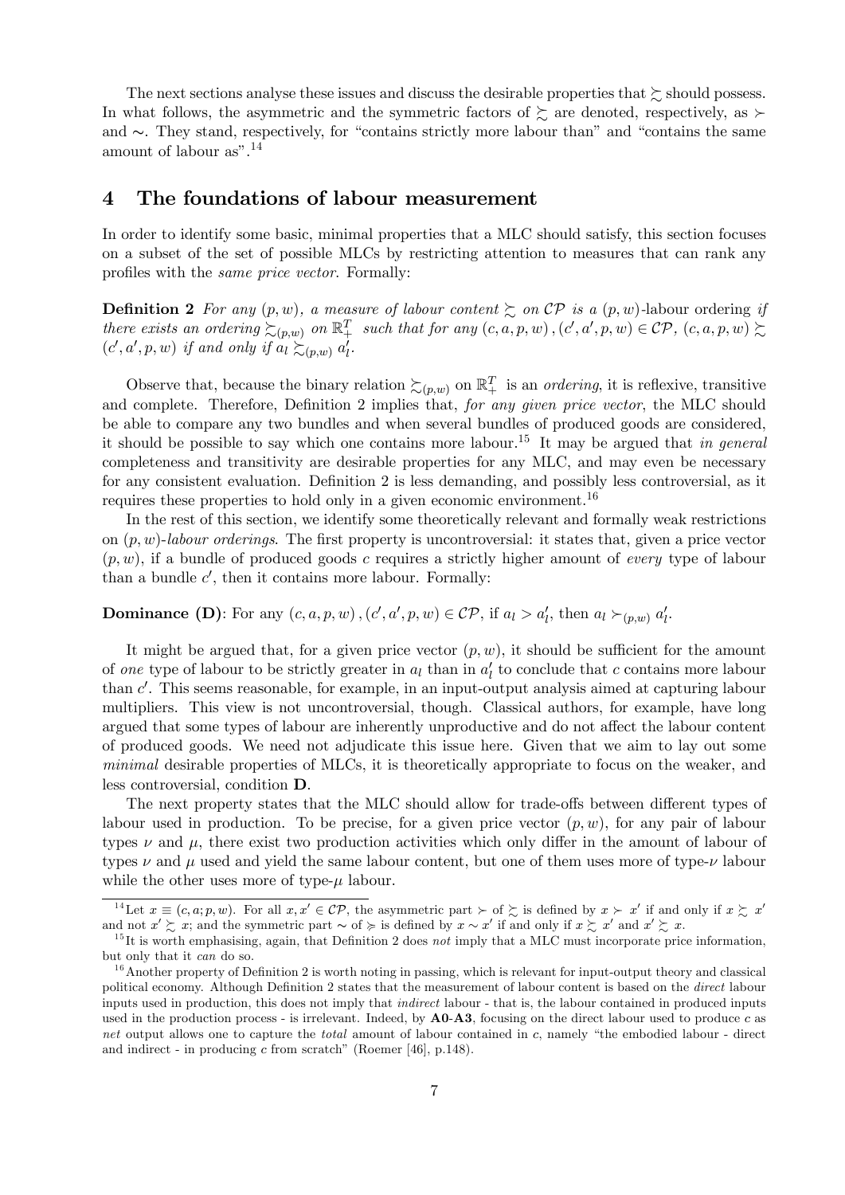The next sections analyse these issues and discuss the desirable properties that $\succsim$ should possess. In what follows, the asymmetric and the symmetric factors of $\succsim$ are denoted, respectively, as $\succ$ and $\sim$. They stand, respectively, for "contains strictly more labour than" and "contains the same amount of labour as".[14]

## 4 The foundations of labour measurement

In order to identify some basic, minimal properties that a MLC should satisfy, this section focuses on a subset of the set of possible MLCs by restricting attention to measures that can rank any profiles with the *same price vector*. Formally:

**Definition 2** *For any $(p, w)$, a measure of labour content $\succsim$ on $\mathcal{CP}$ is a $(p, w)$-labour ordering if there exists an ordering $\succsim_{(p,w)}$ on $\mathbb{R}^T_+$ such that for any $(c, a, p, w), (c', a', p, w) \in \mathcal{CP}$, $(c, a, p, w) \succsim (c', a', p, w)$ if and only if $a_l \succsim_{(p,w)} a'_l$.*

Observe that, because the binary relation $\succsim_{(p,w)}$ on $\mathbb{R}^T_+$ is an *ordering*, it is reflexive, transitive and complete. Therefore, Definition 2 implies that, *for any given price vector*, the MLC should be able to compare any two bundles and when several bundles of produced goods are considered, it should be possible to say which one contains more labour.[15] It may be argued that *in general* completeness and transitivity are desirable properties for any MLC, and may even be necessary for any consistent evaluation. Definition 2 is less demanding, and possibly less controversial, as it requires these properties to hold only in a given economic environment.[16]

In the rest of this section, we identify some theoretically relevant and formally weak restrictions on $(p, w)$-*labour orderings*. The first property is uncontroversial: it states that, given a price vector $(p, w)$, if a bundle of produced goods $c$ requires a strictly higher amount of *every* type of labour than a bundle $c'$, then it contains more labour. Formally:

**Dominance (D)**: For any $(c, a, p, w), (c', a', p, w) \in \mathcal{CP}$, if $a_l > a'_l$, then $a_l \succ_{(p,w)} a'_l$.

It might be argued that, for a given price vector $(p, w)$, it should be sufficient for the amount of *one* type of labour to be strictly greater in $a_l$ than in $a'_l$ to conclude that $c$ contains more labour than $c'$. This seems reasonable, for example, in an input-output analysis aimed at capturing labour multipliers. This view is not uncontroversial, though. Classical authors, for example, have long argued that some types of labour are inherently unproductive and do not affect the labour content of produced goods. We need not adjudicate this issue here. Given that we aim to lay out some *minimal* desirable properties of MLCs, it is theoretically appropriate to focus on the weaker, and less controversial, condition **D**.

The next property states that the MLC should allow for trade-offs between different types of labour used in production. To be precise, for a given price vector $(p, w)$, for any pair of labour types $\nu$ and $\mu$, there exist two production activities which only differ in the amount of labour of types $\nu$ and $\mu$ used and yield the same labour content, but one of them uses more of type-$\nu$ labour while the other uses more of type-$\mu$ labour.

---

[14] Let $x \equiv (c, a; p, w)$. For all $x, x' \in \mathcal{CP}$, the asymmetric part $\succ$ of $\succsim$ is defined by $x \succ x'$ if and only if $x \succsim x'$ and not $x' \succsim x$; and the symmetric part $\sim$ of $\succcurlyeq$ is defined by $x \sim x'$ if and only if $x \succsim x'$ and $x' \succsim x$.

[15] It is worth emphasising, again, that Definition 2 does *not* imply that a MLC must incorporate price information, but only that it *can* do so.

[16] Another property of Definition 2 is worth noting in passing, which is relevant for input-output theory and classical political economy. Although Definition 2 states that the measurement of labour content is based on the *direct* labour inputs used in production, this does not imply that *indirect* labour - that is, the labour contained in produced inputs used in the production process - is irrelevant. Indeed, by **A0**-**A3**, focusing on the direct labour used to produce $c$ as *net* output allows one to capture the *total* amount of labour contained in $c$, namely "the embodied labour - direct and indirect - in producing $c$ from scratch" (Roemer [46], p.148).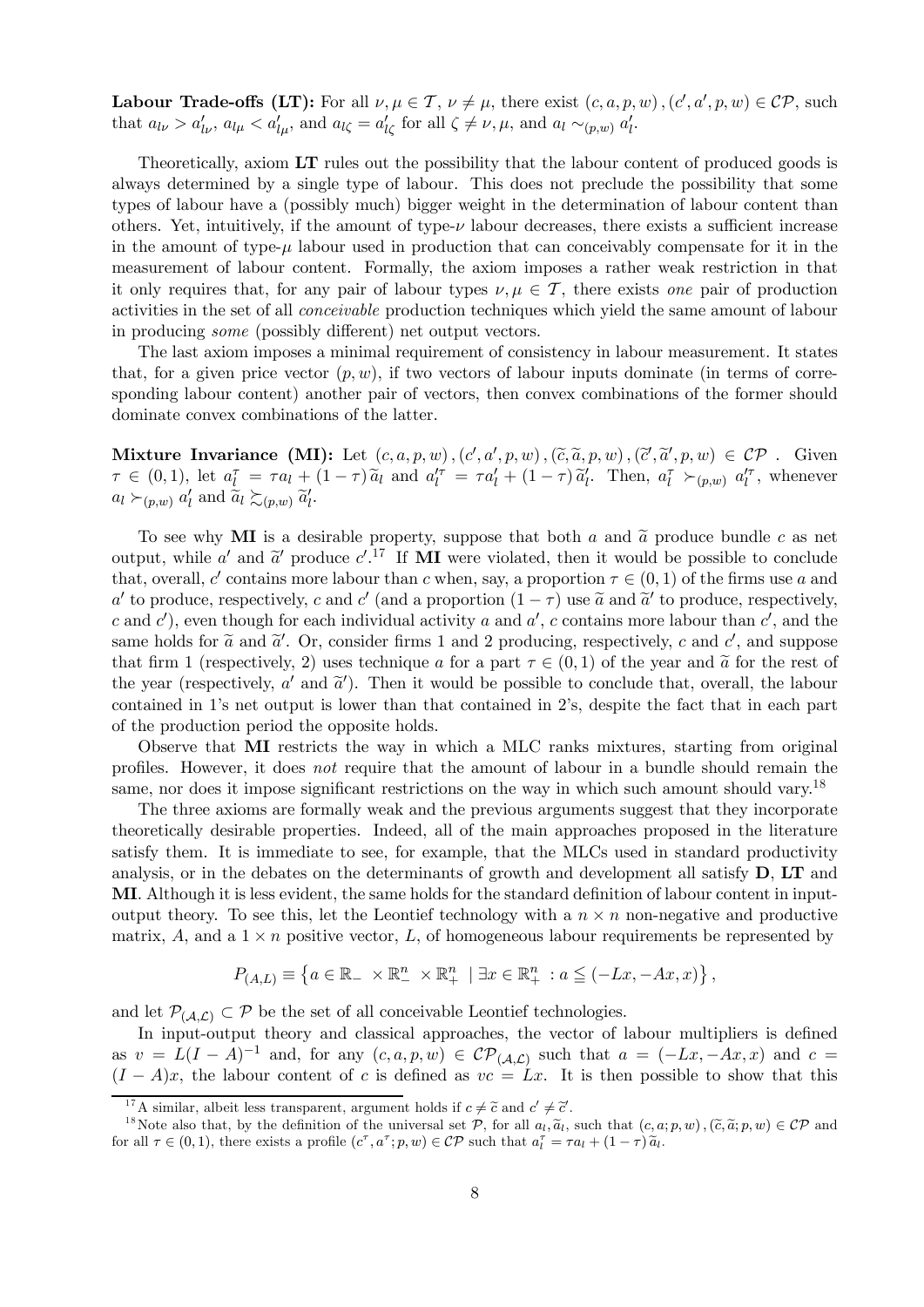**Labour Trade-offs (LT):** For all $\nu, \mu \in \mathcal{T}$, $\nu \neq \mu$, there exist $(c, a, p, w), (c', a', p, w) \in \mathcal{CP}$, such that $a_{l\nu} > a'_{l\nu}$, $a_{l\mu} < a'_{l\mu}$, and $a_{l\zeta} = a'_{l\zeta}$ for all $\zeta \neq \nu, \mu$, and $a_l \sim_{(p,w)} a'_l$.

Theoretically, axiom **LT** rules out the possibility that the labour content of produced goods is always determined by a single type of labour. This does not preclude the possibility that some types of labour have a (possibly much) bigger weight in the determination of labour content than others. Yet, intuitively, if the amount of type-$\nu$ labour decreases, there exists a sufficient increase in the amount of type-$\mu$ labour used in production that can conceivably compensate for it in the measurement of labour content. Formally, the axiom imposes a rather weak restriction in that it only requires that, for any pair of labour types $\nu, \mu \in \mathcal{T}$, there exists *one* pair of production activities in the set of all *conceivable* production techniques which yield the same amount of labour in producing *some* (possibly different) net output vectors.

The last axiom imposes a minimal requirement of consistency in labour measurement. It states that, for a given price vector $(p, w)$, if two vectors of labour inputs dominate (in terms of corresponding labour content) another pair of vectors, then convex combinations of the former should dominate convex combinations of the latter.

**Mixture Invariance (MI):** Let $(c, a, p, w), (c', a', p, w), (\widetilde{c}, \widetilde{a}, p, w), (\widetilde{c}', \widetilde{a}', p, w) \in \mathcal{CP}$. Given $\tau \in (0, 1)$, let $a_l^\tau = \tau a_l + (1 - \tau)\widetilde{a}_l$ and $a_l'^\tau = \tau a'_l + (1 - \tau)\widetilde{a}'_l$. Then, $a_l^\tau \succ_{(p,w)} a_l'^\tau$, whenever $a_l \succ_{(p,w)} a'_l$ and $\widetilde{a}_l \succsim_{(p,w)} \widetilde{a}'_l$.

To see why **MI** is a desirable property, suppose that both $a$ and $\widetilde{a}$ produce bundle $c$ as net output, while $a'$ and $\widetilde{a}'$ produce $c'$.[17] If **MI** were violated, then it would be possible to conclude that, overall, $c'$ contains more labour than $c$ when, say, a proportion $\tau \in (0, 1)$ of the firms use $a$ and $a'$ to produce, respectively, $c$ and $c'$ (and a proportion $(1 - \tau)$ use $\widetilde{a}$ and $\widetilde{a}'$ to produce, respectively, $c$ and $c'$), even though for each individual activity $a$ and $a'$, $c$ contains more labour than $c'$, and the same holds for $\widetilde{a}$ and $\widetilde{a}'$. Or, consider firms 1 and 2 producing, respectively, $c$ and $c'$, and suppose that firm 1 (respectively, 2) uses technique $a$ for a part $\tau \in (0, 1)$ of the year and $\widetilde{a}$ for the rest of the year (respectively, $a'$ and $\widetilde{a}'$). Then it would be possible to conclude that, overall, the labour contained in 1's net output is lower than that contained in 2's, despite the fact that in each part of the production period the opposite holds.

Observe that **MI** restricts the way in which a MLC ranks mixtures, starting from original profiles. However, it does *not* require that the amount of labour in a bundle should remain the same, nor does it impose significant restrictions on the way in which such amount should vary.[18]

The three axioms are formally weak and the previous arguments suggest that they incorporate theoretically desirable properties. Indeed, all of the main approaches proposed in the literature satisfy them. It is immediate to see, for example, that the MLCs used in standard productivity analysis, or in the debates on the determinants of growth and development all satisfy **D**, **LT** and **MI**. Although it is less evident, the same holds for the standard definition of labour content in input-output theory. To see this, let the Leontief technology with a $n \times n$ non-negative and productive matrix, $A$, and a $1 \times n$ positive vector, $L$, of homogeneous labour requirements be represented by

$$P_{(A,L)} \equiv \left\{ a \in \mathbb{R}_- \times \mathbb{R}^n_- \times \mathbb{R}^n_+ \mid \exists x \in \mathbb{R}^n_+ : a \leqq (-Lx, -Ax, x) \right\},$$

and let $\mathcal{P}_{(\mathcal{A},\mathcal{L})} \subset \mathcal{P}$ be the set of all conceivable Leontief technologies.

In input-output theory and classical approaches, the vector of labour multipliers is defined as $v = L(I - A)^{-1}$ and, for any $(c, a, p, w) \in \mathcal{CP}_{(\mathcal{A},\mathcal{L})}$ such that $a = (-Lx, -Ax, x)$ and $c = (I - A)x$, the labour content of $c$ is defined as $vc = Lx$. It is then possible to show that this

[17] A similar, albeit less transparent, argument holds if $c \neq \widetilde{c}$ and $c' \neq \widetilde{c}'$.

[18] Note also that, by the definition of the universal set $\mathcal{P}$, for all $a_l, \widetilde{a}_l$, such that $(c, a; p, w), (\widetilde{c}, \widetilde{a}; p, w) \in \mathcal{CP}$ and for all $\tau \in (0, 1)$, there exists a profile $(c^\tau, a^\tau; p, w) \in \mathcal{CP}$ such that $a_l^\tau = \tau a_l + (1 - \tau)\widetilde{a}_l$.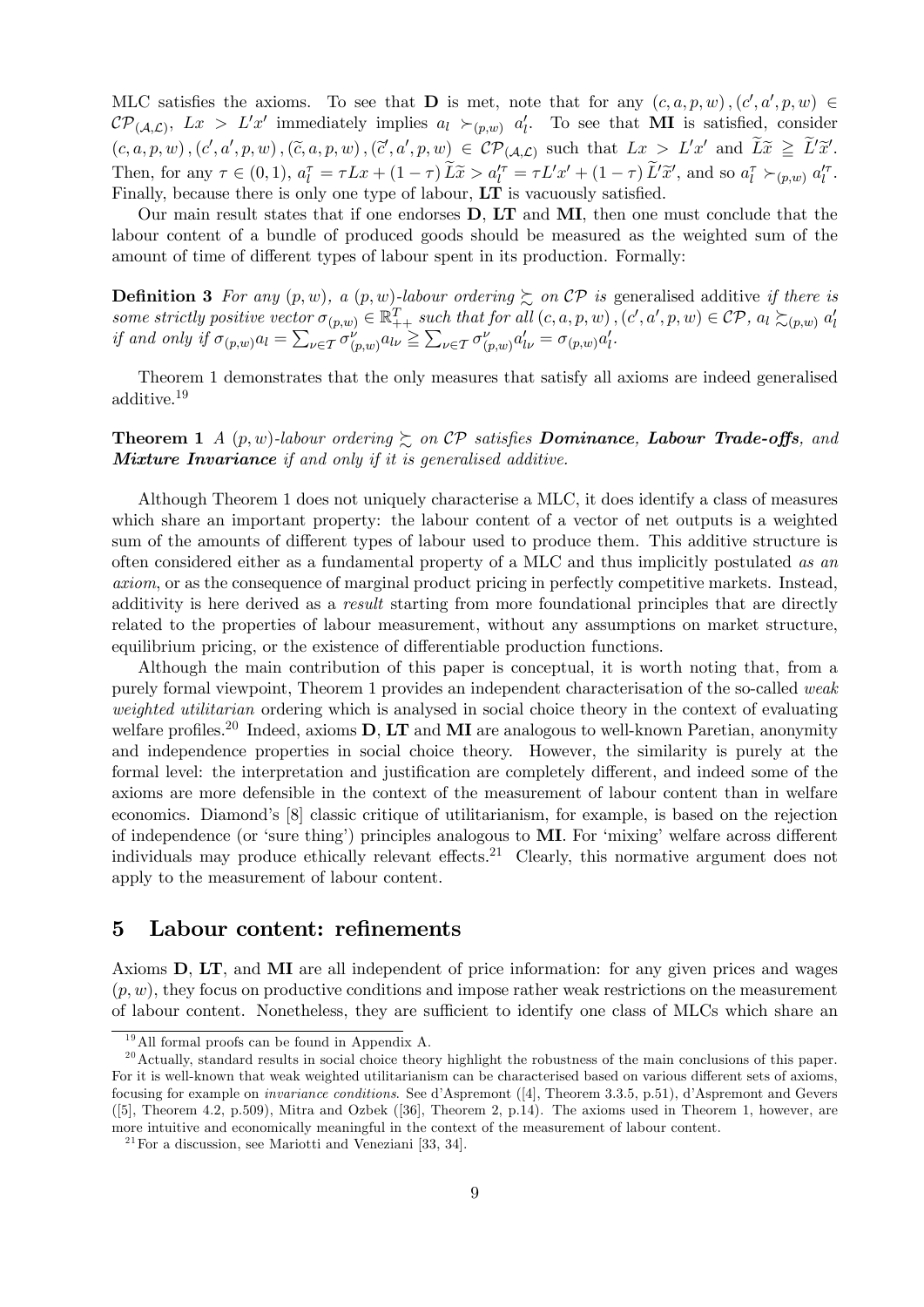MLC satisfies the axioms. To see that **D** is met, note that for any $(c, a, p, w), (c', a', p, w) \in \mathcal{CP}_{(\mathcal{A},\mathcal{L})}$, $Lx > L'x'$ immediately implies $a_l \succ_{(p,w)} a'_l$. To see that **MI** is satisfied, consider $(c, a, p, w), (c', a', p, w), (\widetilde{c}, a, p, w), (\widetilde{c}', a', p, w) \in \mathcal{CP}_{(\mathcal{A},\mathcal{L})}$ such that $Lx > L'x'$ and $\widetilde{L}\widetilde{x} \geqq \widetilde{L}'\widetilde{x}'$. Then, for any $\tau \in (0,1)$, $a_l^\tau = \tau Lx + (1-\tau)\widetilde{L}\widetilde{x} > a_l'^\tau = \tau L'x' + (1-\tau)\widetilde{L}'\widetilde{x}'$, and so $a_l^\tau \succ_{(p,w)} a_l'^\tau$. Finally, because there is only one type of labour, **LT** is vacuously satisfied.

Our main result states that if one endorses **D**, **LT** and **MI**, then one must conclude that the labour content of a bundle of produced goods should be measured as the weighted sum of the amount of time of different types of labour spent in its production. Formally:

**Definition 3** *For any $(p, w)$, a $(p, w)$-labour ordering $\succsim$ on $\mathcal{CP}$ is* generalised additive *if there is some strictly positive vector $\sigma_{(p,w)} \in \mathbb{R}^T_{++}$ such that for all $(c, a, p, w), (c', a', p, w) \in \mathcal{CP}$, $a_l \succsim_{(p,w)} a'_l$ if and only if $\sigma_{(p,w)}a_l = \sum_{\nu\in\mathcal{T}} \sigma^\nu_{(p,w)}a_{l\nu} \geqq \sum_{\nu\in\mathcal{T}} \sigma^\nu_{(p,w)}a'_{l\nu} = \sigma_{(p,w)}a'_l$.*

Theorem 1 demonstrates that the only measures that satisfy all axioms are indeed generalised additive.[19]

**Theorem 1** *A $(p, w)$-labour ordering $\succsim$ on $\mathcal{CP}$ satisfies **Dominance**, **Labour Trade-offs**, and **Mixture Invariance** if and only if it is generalised additive.*

Although Theorem 1 does not uniquely characterise a MLC, it does identify a class of measures which share an important property: the labour content of a vector of net outputs is a weighted sum of the amounts of different types of labour used to produce them. This additive structure is often considered either as a fundamental property of a MLC and thus implicitly postulated *as an axiom*, or as the consequence of marginal product pricing in perfectly competitive markets. Instead, additivity is here derived as a *result* starting from more foundational principles that are directly related to the properties of labour measurement, without any assumptions on market structure, equilibrium pricing, or the existence of differentiable production functions.

Although the main contribution of this paper is conceptual, it is worth noting that, from a purely formal viewpoint, Theorem 1 provides an independent characterisation of the so-called *weak weighted utilitarian* ordering which is analysed in social choice theory in the context of evaluating welfare profiles.[20] Indeed, axioms **D**, **LT** and **MI** are analogous to well-known Paretian, anonymity and independence properties in social choice theory. However, the similarity is purely at the formal level: the interpretation and justification are completely different, and indeed some of the axioms are more defensible in the context of the measurement of labour content than in welfare economics. Diamond's [8] classic critique of utilitarianism, for example, is based on the rejection of independence (or 'sure thing') principles analogous to **MI**. For 'mixing' welfare across different individuals may produce ethically relevant effects.[21] Clearly, this normative argument does not apply to the measurement of labour content.

## 5 Labour content: refinements

Axioms **D**, **LT**, and **MI** are all independent of price information: for any given prices and wages $(p, w)$, they focus on productive conditions and impose rather weak restrictions on the measurement of labour content. Nonetheless, they are sufficient to identify one class of MLCs which share an

---

[19] All formal proofs can be found in Appendix A.

[20] Actually, standard results in social choice theory highlight the robustness of the main conclusions of this paper. For it is well-known that weak weighted utilitarianism can be characterised based on various different sets of axioms, focusing for example on *invariance conditions*. See d'Aspremont ([4], Theorem 3.3.5, p.51), d'Aspremont and Gevers ([5], Theorem 4.2, p.509), Mitra and Ozbek ([36], Theorem 2, p.14). The axioms used in Theorem 1, however, are more intuitive and economically meaningful in the context of the measurement of labour content.

[21] For a discussion, see Mariotti and Veneziani [33, 34].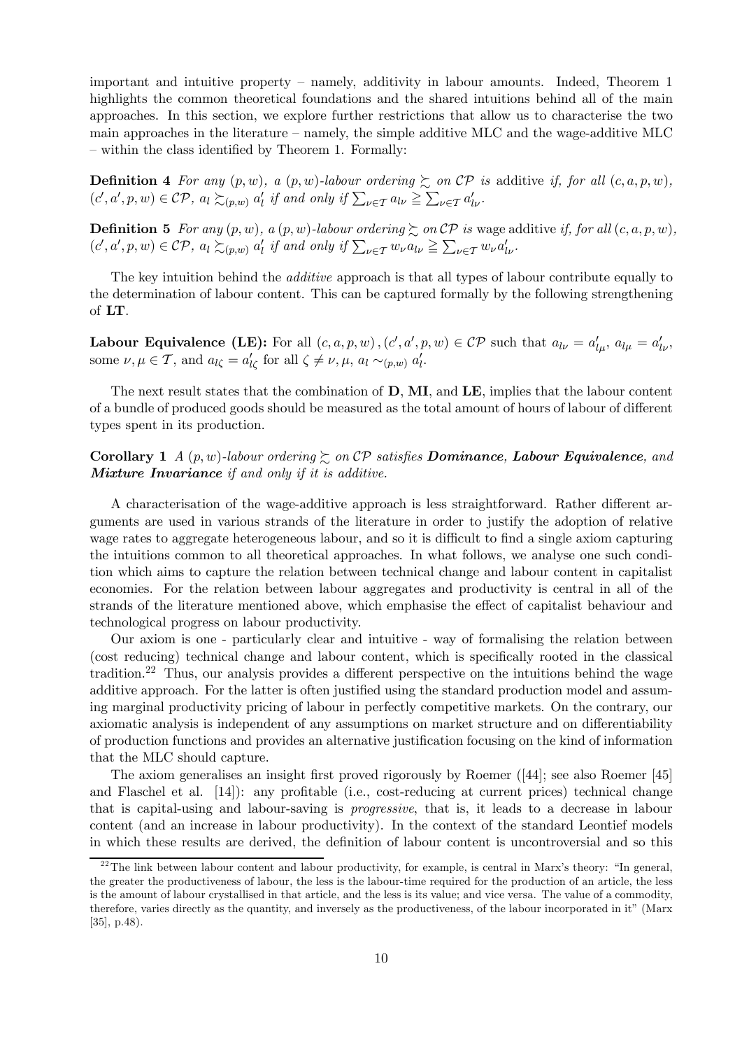important and intuitive property – namely, additivity in labour amounts. Indeed, Theorem 1 highlights the common theoretical foundations and the shared intuitions behind all of the main approaches. In this section, we explore further restrictions that allow us to characterise the two main approaches in the literature – namely, the simple additive MLC and the wage-additive MLC – within the class identified by Theorem 1. Formally:

**Definition 4** *For any $(p,w)$, a $(p,w)$-labour ordering $\succsim$ on $\mathcal{CP}$ is* additive *if, for all $(c,a,p,w)$, $(c',a',p,w) \in \mathcal{CP}$, $a_l \succsim_{(p,w)} a'_l$ if and only if $\sum_{\nu \in \mathcal{T}} a_{l\nu} \geqq \sum_{\nu \in \mathcal{T}} a'_{l\nu}$.*

**Definition 5** *For any $(p,w)$, a $(p,w)$-labour ordering $\succsim$ on $\mathcal{CP}$ is* wage additive *if, for all $(c,a,p,w)$, $(c',a',p,w) \in \mathcal{CP}$, $a_l \succsim_{(p,w)} a'_l$ if and only if $\sum_{\nu \in \mathcal{T}} w_\nu a_{l\nu} \geqq \sum_{\nu \in \mathcal{T}} w_\nu a'_{l\nu}$.*

The key intuition behind the *additive* approach is that all types of labour contribute equally to the determination of labour content. This can be captured formally by the following strengthening of **LT**.

**Labour Equivalence (LE):** For all $(c,a,p,w), (c',a',p,w) \in \mathcal{CP}$ such that $a_{l\nu} = a'_{l\mu}$, $a_{l\mu} = a'_{l\nu}$, some $\nu, \mu \in \mathcal{T}$, and $a_{l\zeta} = a'_{l\zeta}$ for all $\zeta \neq \nu, \mu$, $a_l \sim_{(p,w)} a'_l$.

The next result states that the combination of **D**, **MI**, and **LE**, implies that the labour content of a bundle of produced goods should be measured as the total amount of hours of labour of different types spent in its production.

**Corollary 1** *A $(p,w)$-labour ordering $\succsim$ on $\mathcal{CP}$ satisfies **Dominance**, **Labour Equivalence**, and **Mixture Invariance** if and only if it is additive.*

A characterisation of the wage-additive approach is less straightforward. Rather different arguments are used in various strands of the literature in order to justify the adoption of relative wage rates to aggregate heterogeneous labour, and so it is difficult to find a single axiom capturing the intuitions common to all theoretical approaches. In what follows, we analyse one such condition which aims to capture the relation between technical change and labour content in capitalist economies. For the relation between labour aggregates and productivity is central in all of the strands of the literature mentioned above, which emphasise the effect of capitalist behaviour and technological progress on labour productivity.

Our axiom is one - particularly clear and intuitive - way of formalising the relation between (cost reducing) technical change and labour content, which is specifically rooted in the classical tradition.[22] Thus, our analysis provides a different perspective on the intuitions behind the wage additive approach. For the latter is often justified using the standard production model and assuming marginal productivity pricing of labour in perfectly competitive markets. On the contrary, our axiomatic analysis is independent of any assumptions on market structure and on differentiability of production functions and provides an alternative justification focusing on the kind of information that the MLC should capture.

The axiom generalises an insight first proved rigorously by Roemer ([44]; see also Roemer [45] and Flaschel et al. [14]): any profitable (i.e., cost-reducing at current prices) technical change that is capital-using and labour-saving is *progressive*, that is, it leads to a decrease in labour content (and an increase in labour productivity). In the context of the standard Leontief models in which these results are derived, the definition of labour content is uncontroversial and so this

[22] The link between labour content and labour productivity, for example, is central in Marx's theory: "In general, the greater the productiveness of labour, the less is the labour-time required for the production of an article, the less is the amount of labour crystallised in that article, and the less is its value; and vice versa. The value of a commodity, therefore, varies directly as the quantity, and inversely as the productiveness, of the labour incorporated in it" (Marx [35], p.48).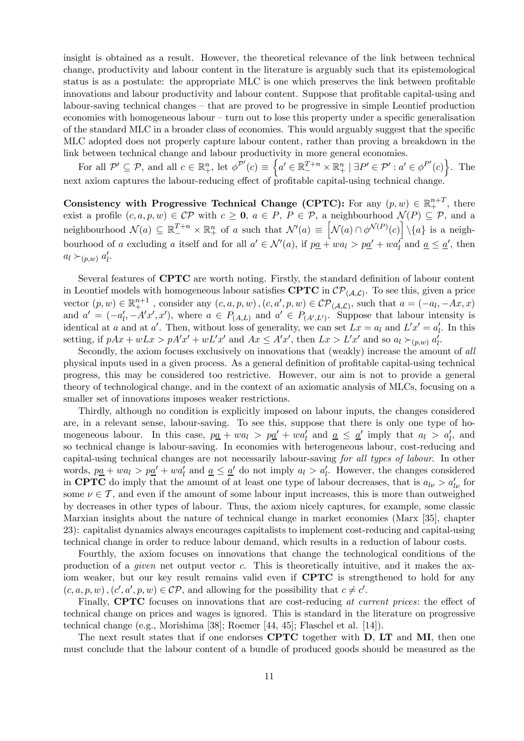insight is obtained as a result. However, the theoretical relevance of the link between technical change, productivity and labour content in the literature is arguably such that its epistemological status is as a postulate: the appropriate MLC is one which preserves the link between profitable innovations and labour productivity and labour content. Suppose that profitable capital-using and labour-saving technical changes – that are proved to be progressive in simple Leontief production economies with homogeneous labour – turn out to lose this property under a specific generalisation of the standard MLC in a broader class of economies. This would arguably suggest that the specific MLC adopted does not properly capture labour content, rather than proving a breakdown in the link between technical change and labour productivity in more general economies.

For all $\mathcal{P}' \subseteq \mathcal{P}$, and all $c \in \mathbb{R}^n_+$, let $\phi^{\mathcal{P}'}(c) \equiv \left\{a' \in \mathbb{R}^{T+n}_- \times \mathbb{R}^n_+ \mid \exists P' \in \mathcal{P}' : a' \in \phi^{P'}(c)\right\}$. The next axiom captures the labour-reducing effect of profitable capital-using technical change.

**Consistency with Progressive Technical Change (CPTC):** For any $(p, w) \in \mathbb{R}^{n+T}_+$, there exist a profile $(c, a, p, w) \in \mathcal{CP}$ with $c \geq \mathbf{0}$, $a \in P$, $P \in \mathcal{P}$, a neighbourhood $\mathcal{N}(P) \subseteq \mathcal{P}$, and a neighbourhood $\mathcal{N}(a) \subseteq \mathbb{R}^{T+n}_- \times \mathbb{R}^n_+$ of $a$ such that $\mathcal{N}'(a) \equiv \left[\mathcal{N}(a) \cap \phi^{\mathcal{N}(P)}(c)\right] \setminus \{a\}$ is a neighbourhood of $a$ excluding $a$ itself and for all $a' \in \mathcal{N}'(a)$, if $p\underline{a} + wa_l > p\underline{a}' + wa_l'$ and $\underline{a} \leq \underline{a}'$, then $a_l \succ_{(p,w)} a_l'$.

Several features of **CPTC** are worth noting. Firstly, the standard definition of labour content in Leontief models with homogeneous labour satisfies **CPTC** in $\mathcal{CP}_{(\mathcal{A},\mathcal{L})}$. To see this, given a price vector $(p, w) \in \mathbb{R}^{n+1}_+$, consider any $(c, a, p, w), (c, a', p, w) \in \mathcal{CP}_{(\mathcal{A},\mathcal{L})}$, such that $a = (-a_l, -Ax, x)$ and $a' = (-a_l', -A'x', x')$, where $a \in P_{(A,L)}$ and $a' \in P_{(A',L')}$. Suppose that labour intensity is identical at $a$ and at $a'$. Then, without loss of generality, we can set $Lx = a_l$ and $L'x' = a_l'$. In this setting, if $pAx + wLx > pA'x' + wL'x'$ and $Ax \leq A'x'$, then $Lx > L'x'$ and so $a_l \succ_{(p,w)} a_l'$.

Secondly, the axiom focuses exclusively on innovations that (weakly) increase the amount of *all* physical inputs used in a given process. As a general definition of profitable capital-using technical progress, this may be considered too restrictive. However, our aim is not to provide a general theory of technological change, and in the context of an axiomatic analysis of MLCs, focusing on a smaller set of innovations imposes weaker restrictions.

Thirdly, although no condition is explicitly imposed on labour inputs, the changes considered are, in a relevant sense, labour-saving. To see this, suppose that there is only one type of homogeneous labour. In this case, $p\underline{a} + wa_l > p\underline{a}' + wa_l'$ and $\underline{a} \leq \underline{a}'$ imply that $a_l > a_l'$, and so technical change is labour-saving. In economies with heterogeneous labour, cost-reducing and capital-using technical changes are not necessarily labour-saving *for all types of labour*. In other words, $p\underline{a} + wa_l > p\underline{a}' + wa_l'$ and $\underline{a} \leq \underline{a}'$ do not imply $a_l > a_l'$. However, the changes considered in **CPTC** do imply that the amount of at least one type of labour decreases, that is $a_{l\nu} > a_{l\nu}'$ for some $\nu \in \mathcal{T}$, and even if the amount of some labour input increases, this is more than outweighed by decreases in other types of labour. Thus, the axiom nicely captures, for example, some classic Marxian insights about the nature of technical change in market economies (Marx [35], chapter 23): capitalist dynamics always encourages capitalists to implement cost-reducing and capital-using technical change in order to reduce labour demand, which results in a reduction of labour costs.

Fourthly, the axiom focuses on innovations that change the technological conditions of the production of a *given* net output vector $c$. This is theoretically intuitive, and it makes the axiom weaker, but our key result remains valid even if **CPTC** is strengthened to hold for any $(c, a, p, w), (c', a', p, w) \in \mathcal{CP}$, and allowing for the possibility that $c \neq c'$.

Finally, **CPTC** focuses on innovations that are cost-reducing *at current prices*: the effect of technical change on prices and wages is ignored. This is standard in the literature on progressive technical change (e.g., Morishima [38]; Roemer [44, 45]; Flaschel et al. [14]).

The next result states that if one endorses **CPTC** together with **D**, **LT** and **MI**, then one must conclude that the labour content of a bundle of produced goods should be measured as the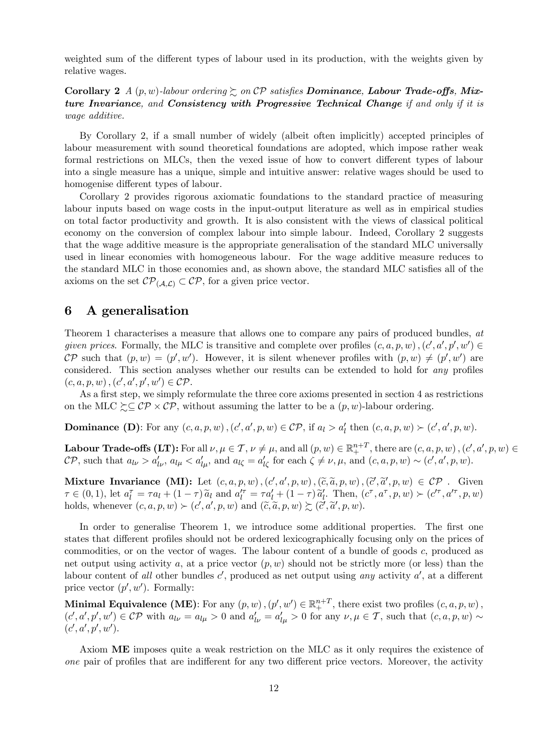weighted sum of the different types of labour used in its production, with the weights given by relative wages.

**Corollary 2** *A $(p,w)$-labour ordering $\succsim$ on $\mathcal{CP}$ satisfies **Dominance**, **Labour Trade-offs**, **Mixture Invariance**, and **Consistency with Progressive Technical Change** if and only if it is wage additive.*

By Corollary 2, if a small number of widely (albeit often implicitly) accepted principles of labour measurement with sound theoretical foundations are adopted, which impose rather weak formal restrictions on MLCs, then the vexed issue of how to convert different types of labour into a single measure has a unique, simple and intuitive answer: relative wages should be used to homogenise different types of labour.

Corollary 2 provides rigorous axiomatic foundations to the standard practice of measuring labour inputs based on wage costs in the input-output literature as well as in empirical studies on total factor productivity and growth. It is also consistent with the views of classical political economy on the conversion of complex labour into simple labour. Indeed, Corollary 2 suggests that the wage additive measure is the appropriate generalisation of the standard MLC universally used in linear economies with homogeneous labour. For the wage additive measure reduces to the standard MLC in those economies and, as shown above, the standard MLC satisfies all of the axioms on the set $\mathcal{CP}_{(\mathcal{A},\mathcal{L})} \subset \mathcal{CP}$, for a given price vector.

# 6 A generalisation

Theorem 1 characterises a measure that allows one to compare any pairs of produced bundles, *at given prices*. Formally, the MLC is transitive and complete over profiles $(c,a,p,w), (c',a',p',w') \in \mathcal{CP}$ such that $(p,w) = (p',w')$. However, it is silent whenever profiles with $(p,w) \neq (p',w')$ are considered. This section analyses whether our results can be extended to hold for *any* profiles $(c,a,p,w), (c',a',p',w') \in \mathcal{CP}$.

As a first step, we simply reformulate the three core axioms presented in section 4 as restrictions on the MLC $\succsim \subseteq \mathcal{CP} \times \mathcal{CP}$, without assuming the latter to be a $(p,w)$-labour ordering.

**Dominance (D)**: For any $(c,a,p,w), (c',a',p,w) \in \mathcal{CP}$, if $a_l > a'_l$ then $(c,a,p,w) \succ (c',a',p,w)$.

**Labour Trade-offs (LT):** For all $\nu, \mu \in \mathcal{T}$, $\nu \neq \mu$, and all $(p,w) \in \mathbb{R}^{n+T}_{+}$, there are $(c,a,p,w), (c',a',p,w) \in \mathcal{CP}$, such that $a_{l\nu} > a'_{l\nu}$, $a_{l\mu} < a'_{l\mu}$, and $a_{l\zeta} = a'_{l\zeta}$ for each $\zeta \neq \nu, \mu$, and $(c,a,p,w) \sim (c',a',p,w)$.

**Mixture Invariance (MI):** Let $(c,a,p,w), (c',a',p,w), (\widetilde{c},\widetilde{a},p,w), (\widetilde{c}',\widetilde{a}',p,w) \in \mathcal{CP}$ . Given $\tau \in (0,1)$, let $a^{\tau}_l = \tau a_l + (1-\tau)\widetilde{a}_l$ and $a'^{\tau}_l = \tau a'_l + (1-\tau)\widetilde{a}'_l$. Then, $(c^{\tau}, a^{\tau}, p, w) \succ (c'^{\tau}, a'^{\tau}, p, w)$ holds, whenever $(c,a,p,w) \succ (c',a',p,w)$ and $(\widetilde{c},\widetilde{a},p,w) \succsim (\widetilde{c}',\widetilde{a}',p,w)$.

In order to generalise Theorem 1, we introduce some additional properties. The first one states that different profiles should not be ordered lexicographically focusing only on the prices of commodities, or on the vector of wages. The labour content of a bundle of goods $c$, produced as net output using activity $a$, at a price vector $(p,w)$ should not be strictly more (or less) than the labour content of *all* other bundles $c'$, produced as net output using *any* activity $a'$, at a different price vector $(p',w')$. Formally:

**Minimal Equivalence (ME)**: For any $(p,w), (p',w') \in \mathbb{R}^{n+T}_{+}$, there exist two profiles $(c,a,p,w)$, $(c',a',p',w') \in \mathcal{CP}$ with $a_{l\nu} = a_{l\mu} > 0$ and $a'_{l\nu} = a'_{l\mu} > 0$ for any $\nu, \mu \in \mathcal{T}$, such that $(c,a,p,w) \sim (c',a',p',w')$.

Axiom **ME** imposes quite a weak restriction on the MLC as it only requires the existence of *one* pair of profiles that are indifferent for any two different price vectors. Moreover, the activity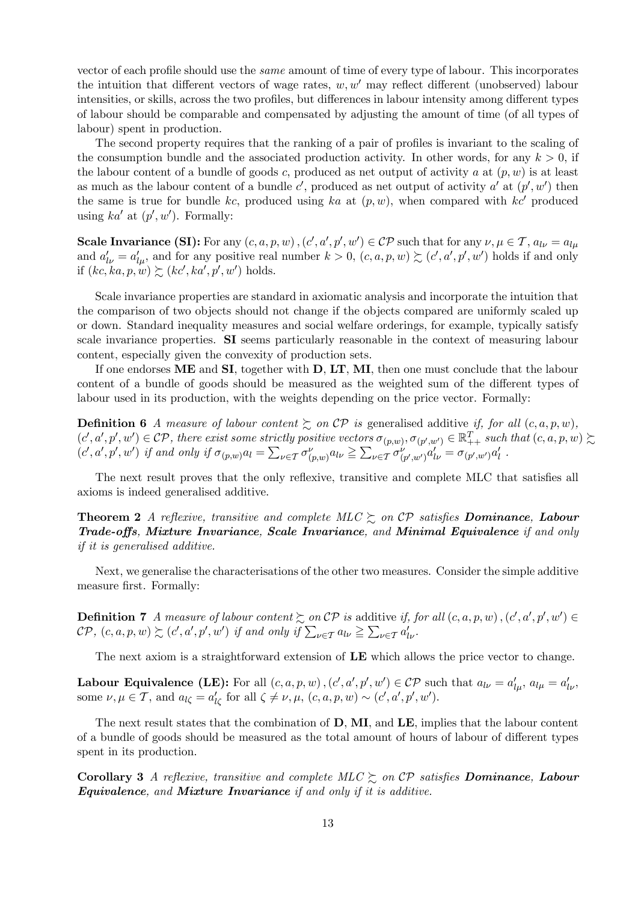vector of each profile should use the *same* amount of time of every type of labour. This incorporates the intuition that different vectors of wage rates, $w, w'$ may reflect different (unobserved) labour intensities, or skills, across the two profiles, but differences in labour intensity among different types of labour should be comparable and compensated by adjusting the amount of time (of all types of labour) spent in production.

The second property requires that the ranking of a pair of profiles is invariant to the scaling of the consumption bundle and the associated production activity. In other words, for any $k > 0$, if the labour content of a bundle of goods $c$, produced as net output of activity $a$ at $(p, w)$ is at least as much as the labour content of a bundle $c'$, produced as net output of activity $a'$ at $(p', w')$ then the same is true for bundle $kc$, produced using $ka$ at $(p, w)$, when compared with $kc'$ produced using $ka'$ at $(p', w')$. Formally:

**Scale Invariance (SI):** For any $(c, a, p, w), (c', a', p', w') \in \mathcal{CP}$ such that for any $\nu, \mu \in \mathcal{T}$, $a_{l\nu} = a_{l\mu}$ and $a'_{l\nu} = a'_{l\mu}$, and for any positive real number $k > 0$, $(c, a, p, w) \succsim (c', a', p', w')$ holds if and only if $(kc, ka, p, w) \succsim (kc', ka', p', w')$ holds.

Scale invariance properties are standard in axiomatic analysis and incorporate the intuition that the comparison of two objects should not change if the objects compared are uniformly scaled up or down. Standard inequality measures and social welfare orderings, for example, typically satisfy scale invariance properties. **SI** seems particularly reasonable in the context of measuring labour content, especially given the convexity of production sets.

If one endorses **ME** and **SI**, together with **D**, **LT**, **MI**, then one must conclude that the labour content of a bundle of goods should be measured as the weighted sum of the different types of labour used in its production, with the weights depending on the price vector. Formally:

**Definition 6** *A measure of labour content $\succsim$ on $\mathcal{CP}$ is* generalised additive *if, for all $(c, a, p, w)$, $(c', a', p', w') \in \mathcal{CP}$, there exist some strictly positive vectors $\sigma_{(p,w)}, \sigma_{(p',w')} \in \mathbb{R}^T_{++}$ such that $(c, a, p, w) \succsim (c', a', p', w')$ if and only if $\sigma_{(p,w)} a_l = \sum_{\nu \in \mathcal{T}} \sigma^{\nu}_{(p,w)} a_{l\nu} \geqq \sum_{\nu \in \mathcal{T}} \sigma^{\nu}_{(p',w')} a'_{l\nu} = \sigma_{(p',w')} a'_l$.*

The next result proves that the only reflexive, transitive and complete MLC that satisfies all axioms is indeed generalised additive.

**Theorem 2** *A reflexive, transitive and complete MLC $\succsim$ on $\mathcal{CP}$ satisfies* ***Dominance, Labour Trade-offs, Mixture Invariance, Scale Invariance,*** *and* ***Minimal Equivalence*** *if and only if it is generalised additive.*

Next, we generalise the characterisations of the other two measures. Consider the simple additive measure first. Formally:

**Definition 7** *A measure of labour content $\succsim$ on $\mathcal{CP}$ is* additive *if, for all $(c, a, p, w), (c', a', p', w') \in \mathcal{CP}$, $(c, a, p, w) \succsim (c', a', p', w')$ if and only if $\sum_{\nu \in \mathcal{T}} a_{l\nu} \geqq \sum_{\nu \in \mathcal{T}} a'_{l\nu}$.*

The next axiom is a straightforward extension of **LE** which allows the price vector to change.

**Labour Equivalence (LE):** For all $(c, a, p, w), (c', a', p', w') \in \mathcal{CP}$ such that $a_{l\nu} = a'_{l\mu}$, $a_{l\mu} = a'_{l\nu}$, some $\nu, \mu \in \mathcal{T}$, and $a_{l\zeta} = a'_{l\zeta}$ for all $\zeta \neq \nu, \mu$, $(c, a, p, w) \sim (c', a', p', w')$.

The next result states that the combination of **D**, **MI**, and **LE**, implies that the labour content of a bundle of goods should be measured as the total amount of hours of labour of different types spent in its production.

**Corollary 3** *A reflexive, transitive and complete MLC $\succsim$ on $\mathcal{CP}$ satisfies* ***Dominance, Labour Equivalence,*** *and* ***Mixture Invariance*** *if and only if it is additive.*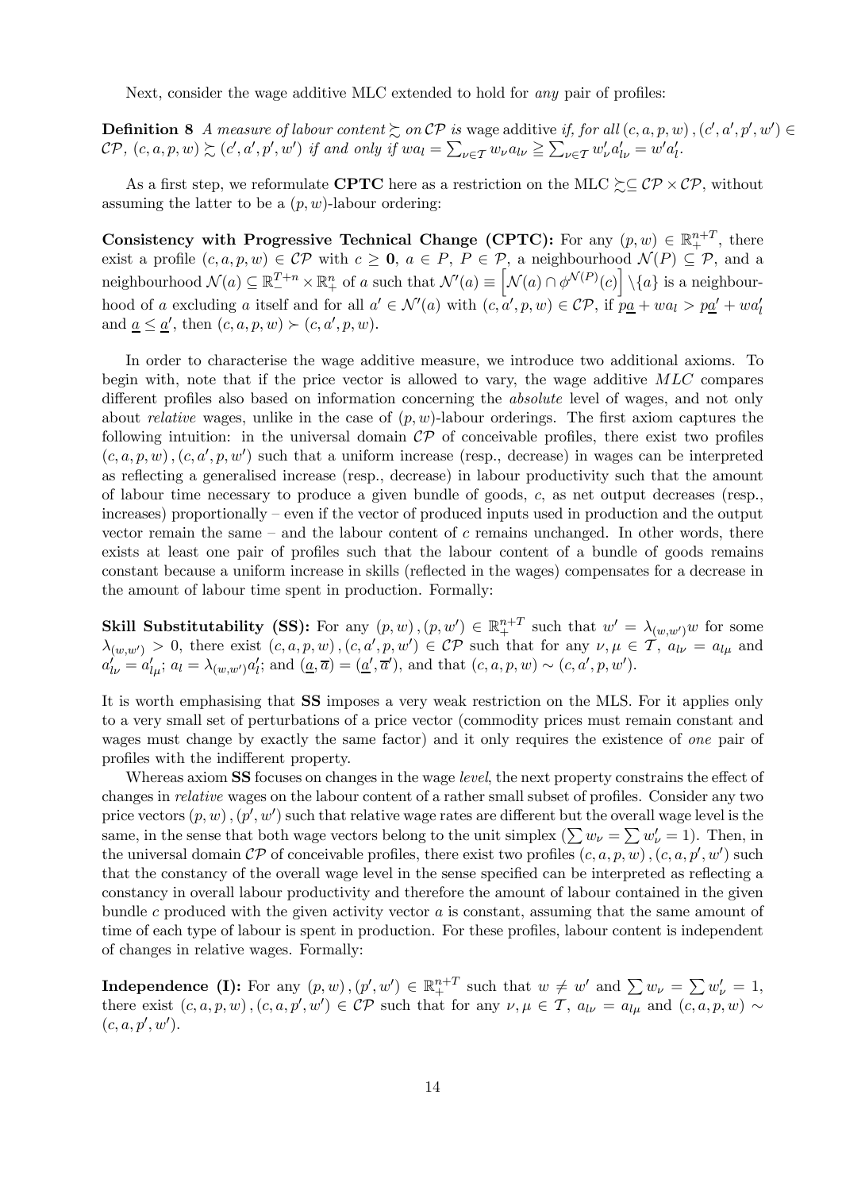Next, consider the wage additive MLC extended to hold for *any* pair of profiles:

**Definition 8** *A measure of labour content $\succsim$ on $\mathcal{CP}$ is* wage additive *if, for all* $(c, a, p, w), (c', a', p', w') \in \mathcal{CP}$, $(c, a, p, w) \succsim (c', a', p', w')$ *if and only if* $wa_l = \sum_{\nu \in \mathcal{T}} w_\nu a_{l\nu} \geqq \sum_{\nu \in \mathcal{T}} w'_\nu a'_{l\nu} = w' a'_l$.

As a first step, we reformulate **CPTC** here as a restriction on the MLC $\succsim \subseteq \mathcal{CP} \times \mathcal{CP}$, without assuming the latter to be a $(p, w)$-labour ordering:

**Consistency with Progressive Technical Change (CPTC):** For any $(p, w) \in \mathbb{R}_+^{n+T}$, there exist a profile $(c, a, p, w) \in \mathcal{CP}$ with $c \geq \mathbf{0}$, $a \in P$, $P \in \mathcal{P}$, a neighbourhood $\mathcal{N}(P) \subseteq \mathcal{P}$, and a neighbourhood $\mathcal{N}(a) \subseteq \mathbb{R}_-^{T+n} \times \mathbb{R}_+^n$ of $a$ such that $\mathcal{N}'(a) \equiv \left[\mathcal{N}(a) \cap \phi^{\mathcal{N}(P)}(c)\right] \setminus \{a\}$ is a neighbourhood of $a$ excluding $a$ itself and for all $a' \in \mathcal{N}'(a)$ with $(c, a', p, w) \in \mathcal{CP}$, if $p\underline{a} + wa_l > p\underline{a}' + wa'_l$ and $\underline{a} \leq \underline{a}'$, then $(c, a, p, w) \succ (c, a', p, w)$.

In order to characterise the wage additive measure, we introduce two additional axioms. To begin with, note that if the price vector is allowed to vary, the wage additive $MLC$ compares different profiles also based on information concerning the *absolute* level of wages, and not only about *relative* wages, unlike in the case of $(p, w)$-labour orderings. The first axiom captures the following intuition: in the universal domain $\mathcal{CP}$ of conceivable profiles, there exist two profiles $(c, a, p, w), (c, a', p, w')$ such that a uniform increase (resp., decrease) in wages can be interpreted as reflecting a generalised increase (resp., decrease) in labour productivity such that the amount of labour time necessary to produce a given bundle of goods, $c$, as net output decreases (resp., increases) proportionally – even if the vector of produced inputs used in production and the output vector remain the same – and the labour content of $c$ remains unchanged. In other words, there exists at least one pair of profiles such that the labour content of a bundle of goods remains constant because a uniform increase in skills (reflected in the wages) compensates for a decrease in the amount of labour time spent in production. Formally:

**Skill Substitutability (SS):** For any $(p, w), (p, w') \in \mathbb{R}_+^{n+T}$ such that $w' = \lambda_{(w,w')} w$ for some $\lambda_{(w,w')} > 0$, there exist $(c, a, p, w), (c, a', p, w') \in \mathcal{CP}$ such that for any $\nu, \mu \in \mathcal{T}$, $a_{l\nu} = a_{l\mu}$ and $a'_{l\nu} = a'_{l\mu}$; $a_l = \lambda_{(w,w')} a'_l$; and $(\underline{a}, \overline{a}) = (\underline{a}', \overline{a}')$, and that $(c, a, p, w) \sim (c, a', p, w')$.

It is worth emphasising that **SS** imposes a very weak restriction on the MLS. For it applies only to a very small set of perturbations of a price vector (commodity prices must remain constant and wages must change by exactly the same factor) and it only requires the existence of *one* pair of profiles with the indifferent property.

Whereas axiom **SS** focuses on changes in the wage *level*, the next property constrains the effect of changes in *relative* wages on the labour content of a rather small subset of profiles. Consider any two price vectors $(p, w), (p', w')$ such that relative wage rates are different but the overall wage level is the same, in the sense that both wage vectors belong to the unit simplex ($\sum w_\nu = \sum w'_\nu = 1$). Then, in the universal domain $\mathcal{CP}$ of conceivable profiles, there exist two profiles $(c, a, p, w), (c, a, p', w')$ such that the constancy of the overall wage level in the sense specified can be interpreted as reflecting a constancy in overall labour productivity and therefore the amount of labour contained in the given bundle $c$ produced with the given activity vector $a$ is constant, assuming that the same amount of time of each type of labour is spent in production. For these profiles, labour content is independent of changes in relative wages. Formally:

**Independence (I):** For any $(p, w), (p', w') \in \mathbb{R}_+^{n+T}$ such that $w \neq w'$ and $\sum w_\nu = \sum w'_\nu = 1$, there exist $(c, a, p, w), (c, a, p', w') \in \mathcal{CP}$ such that for any $\nu, \mu \in \mathcal{T}$, $a_{l\nu} = a_{l\mu}$ and $(c, a, p, w) \sim (c, a, p', w')$.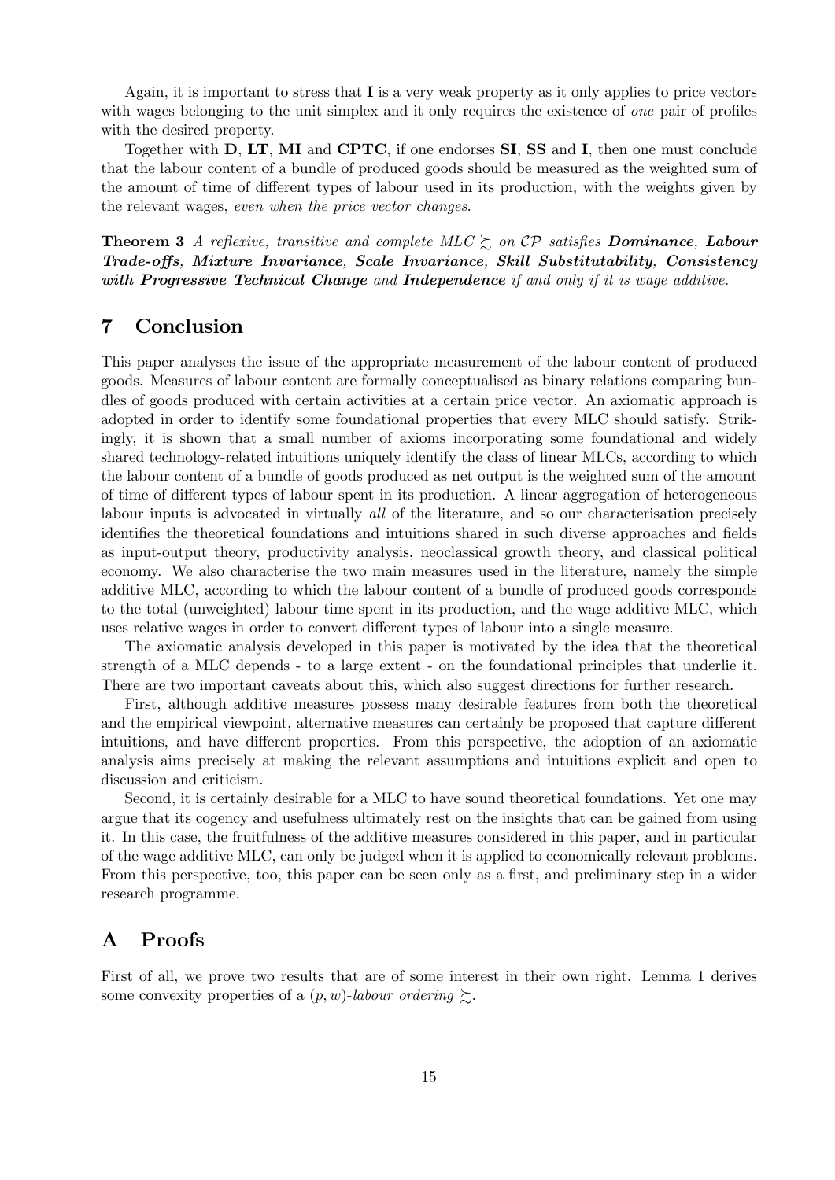Again, it is important to stress that **I** is a very weak property as it only applies to price vectors with wages belonging to the unit simplex and it only requires the existence of *one* pair of profiles with the desired property.

Together with **D**, **LT**, **MI** and **CPTC**, if one endorses **SI**, **SS** and **I**, then one must conclude that the labour content of a bundle of produced goods should be measured as the weighted sum of the amount of time of different types of labour used in its production, with the weights given by the relevant wages, *even when the price vector changes*.

**Theorem 3** *A reflexive, transitive and complete MLC $\succsim$ on $\mathcal{CP}$ satisfies* ***Dominance, Labour Trade-offs, Mixture Invariance, Scale Invariance, Skill Substitutability, Consistency with Progressive Technical Change*** *and* ***Independence*** *if and only if it is wage additive.*

## 7 Conclusion

This paper analyses the issue of the appropriate measurement of the labour content of produced goods. Measures of labour content are formally conceptualised as binary relations comparing bundles of goods produced with certain activities at a certain price vector. An axiomatic approach is adopted in order to identify some foundational properties that every MLC should satisfy. Strikingly, it is shown that a small number of axioms incorporating some foundational and widely shared technology-related intuitions uniquely identify the class of linear MLCs, according to which the labour content of a bundle of goods produced as net output is the weighted sum of the amount of time of different types of labour spent in its production. A linear aggregation of heterogeneous labour inputs is advocated in virtually *all* of the literature, and so our characterisation precisely identifies the theoretical foundations and intuitions shared in such diverse approaches and fields as input-output theory, productivity analysis, neoclassical growth theory, and classical political economy. We also characterise the two main measures used in the literature, namely the simple additive MLC, according to which the labour content of a bundle of produced goods corresponds to the total (unweighted) labour time spent in its production, and the wage additive MLC, which uses relative wages in order to convert different types of labour into a single measure.

The axiomatic analysis developed in this paper is motivated by the idea that the theoretical strength of a MLC depends - to a large extent - on the foundational principles that underlie it. There are two important caveats about this, which also suggest directions for further research.

First, although additive measures possess many desirable features from both the theoretical and the empirical viewpoint, alternative measures can certainly be proposed that capture different intuitions, and have different properties. From this perspective, the adoption of an axiomatic analysis aims precisely at making the relevant assumptions and intuitions explicit and open to discussion and criticism.

Second, it is certainly desirable for a MLC to have sound theoretical foundations. Yet one may argue that its cogency and usefulness ultimately rest on the insights that can be gained from using it. In this case, the fruitfulness of the additive measures considered in this paper, and in particular of the wage additive MLC, can only be judged when it is applied to economically relevant problems. From this perspective, too, this paper can be seen only as a first, and preliminary step in a wider research programme.

## A Proofs

First of all, we prove two results that are of some interest in their own right. Lemma 1 derives some convexity properties of a $(p, w)$*-labour ordering* $\succsim$.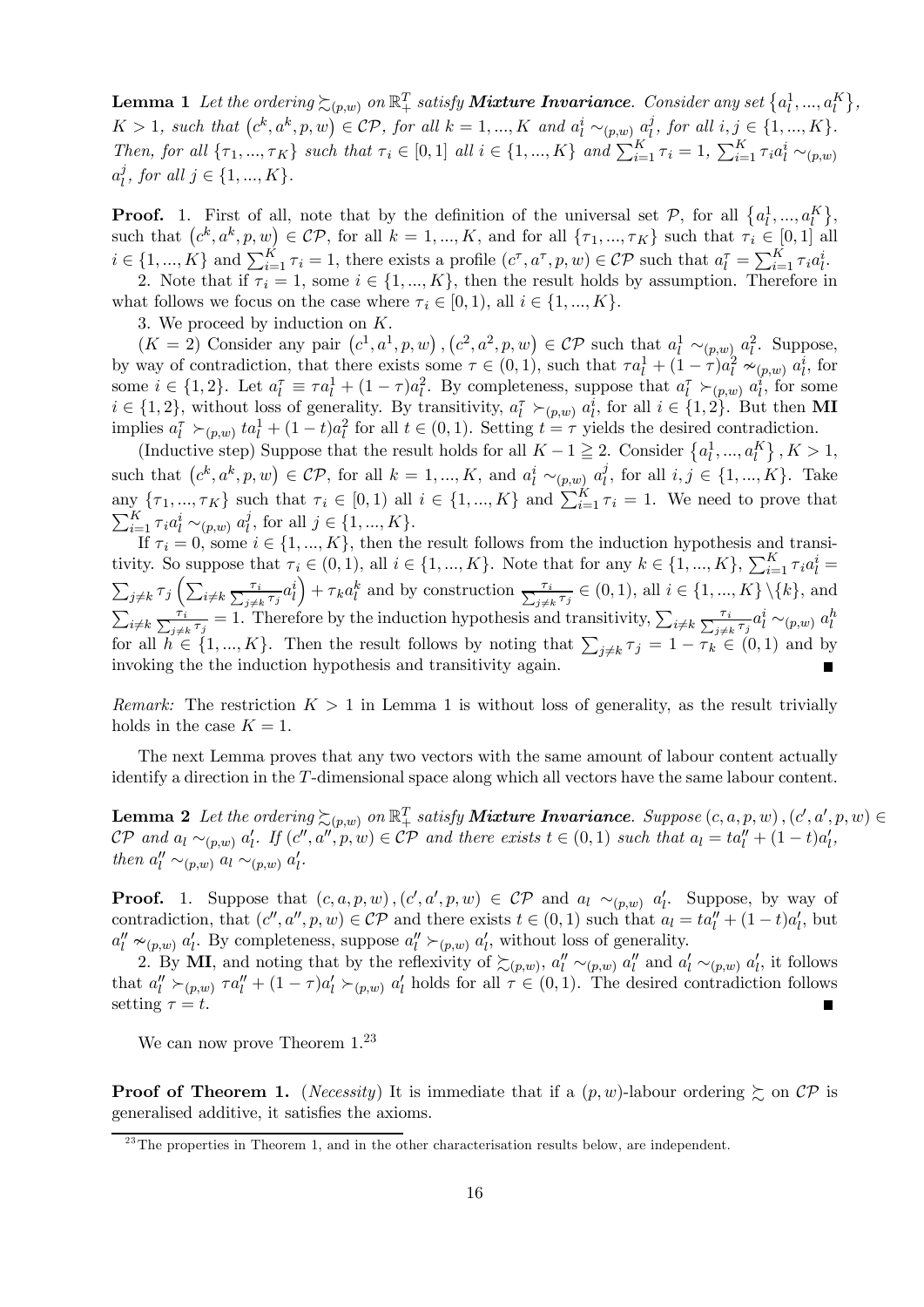**Lemma 1** *Let the ordering $\succsim_{(p,w)}$ on $\mathbb{R}^T_+$ satisfy **Mixture Invariance**. Consider any set $\{a^1_l, ..., a^K_l\}$, $K > 1$, such that $(c^k, a^k, p, w) \in \mathcal{CP}$, for all $k = 1, ..., K$ and $a^i_l \sim_{(p,w)} a^j_l$, for all $i, j \in \{1, ..., K\}$. Then, for all $\{\tau_1, ..., \tau_K\}$ such that $\tau_i \in [0,1]$ all $i \in \{1, ..., K\}$ and $\sum_{i=1}^K \tau_i = 1$, $\sum_{i=1}^K \tau_i a^i_l \sim_{(p,w)} a^j_l$, for all $j \in \{1, ..., K\}$.*

**Proof.** 1. First of all, note that by the definition of the universal set $\mathcal{P}$, for all $\{a^1_l, ..., a^K_l\}$, such that $(c^k, a^k, p, w) \in \mathcal{CP}$, for all $k = 1, ..., K$, and for all $\{\tau_1, ..., \tau_K\}$ such that $\tau_i \in [0,1]$ all $i \in \{1, ..., K\}$ and $\sum_{i=1}^K \tau_i = 1$, there exists a profile $(c^\tau, a^\tau, p, w) \in \mathcal{CP}$ such that $a^\tau_l = \sum_{i=1}^K \tau_i a^i_l$.

2. Note that if $\tau_i = 1$, some $i \in \{1, ..., K\}$, then the result holds by assumption. Therefore in what follows we focus on the case where $\tau_i \in [0,1)$, all $i \in \{1, ..., K\}$.

3. We proceed by induction on $K$.

($K = 2$) Consider any pair $(c^1, a^1, p, w), (c^2, a^2, p, w) \in \mathcal{CP}$ such that $a^1_l \sim_{(p,w)} a^2_l$. Suppose, by way of contradiction, that there exists some $\tau \in (0,1)$, such that $\tau a^1_l + (1-\tau) a^2_l \nsim_{(p,w)} a^i_l$, for some $i \in \{1,2\}$. Let $a^\tau_l \equiv \tau a^1_l + (1-\tau) a^2_l$. By completeness, suppose that $a^\tau_l \succ_{(p,w)} a^i_l$, for some $i \in \{1,2\}$, without loss of generality. By transitivity, $a^\tau_l \succ_{(p,w)} a^i_l$, for all $i \in \{1,2\}$. But then **MI** implies $a^\tau_l \succ_{(p,w)} t a^1_l + (1-t) a^2_l$ for all $t \in (0,1)$. Setting $t = \tau$ yields the desired contradiction.

(Inductive step) Suppose that the result holds for all $K - 1 \geqq 2$. Consider $\{a^1_l, ..., a^K_l\}$, $K > 1$, such that $(c^k, a^k, p, w) \in \mathcal{CP}$, for all $k = 1, ..., K$, and $a^i_l \sim_{(p,w)} a^j_l$, for all $i, j \in \{1, ..., K\}$. Take any $\{\tau_1, ..., \tau_K\}$ such that $\tau_i \in [0,1)$ all $i \in \{1, ..., K\}$ and $\sum_{i=1}^K \tau_i = 1$. We need to prove that $\sum_{i=1}^K \tau_i a^i_l \sim_{(p,w)} a^j_l$, for all $j \in \{1, ..., K\}$.

If $\tau_i = 0$, some $i \in \{1, ..., K\}$, then the result follows from the induction hypothesis and transitivity. So suppose that $\tau_i \in (0,1)$, all $i \in \{1, ..., K\}$. Note that for any $k \in \{1, ..., K\}$, $\sum_{i=1}^K \tau_i a^i_l = \sum_{j \neq k} \tau_j \left( \sum_{i \neq k} \frac{\tau_i}{\sum_{j \neq k} \tau_j} a^i_l \right) + \tau_k a^k_l$ and by construction $\frac{\tau_i}{\sum_{j \neq k} \tau_j} \in (0,1)$, all $i \in \{1, ..., K\} \setminus \{k\}$, and $\sum_{i \neq k} \frac{\tau_i}{\sum_{j \neq k} \tau_j} = 1$. Therefore by the induction hypothesis and transitivity, $\sum_{i \neq k} \frac{\tau_i}{\sum_{j \neq k} \tau_j} a^i_l \sim_{(p,w)} a^h_l$ for all $h \in \{1, ..., K\}$. Then the result follows by noting that $\sum_{j \neq k} \tau_j = 1 - \tau_k \in (0,1)$ and by invoking the the induction hypothesis and transitivity again. ∎

*Remark:* The restriction $K > 1$ in Lemma 1 is without loss of generality, as the result trivially holds in the case $K = 1$.

The next Lemma proves that any two vectors with the same amount of labour content actually identify a direction in the $T$-dimensional space along which all vectors have the same labour content.

**Lemma 2** *Let the ordering $\succsim_{(p,w)}$ on $\mathbb{R}^T_+$ satisfy **Mixture Invariance**. Suppose $(c, a, p, w), (c', a', p, w) \in \mathcal{CP}$ and $a_l \sim_{(p,w)} a'_l$. If $(c'', a'', p, w) \in \mathcal{CP}$ and there exists $t \in (0,1)$ such that $a_l = t a''_l + (1-t) a'_l$, then $a''_l \sim_{(p,w)} a_l \sim_{(p,w)} a'_l$.*

**Proof.** 1. Suppose that $(c, a, p, w), (c', a', p, w) \in \mathcal{CP}$ and $a_l \sim_{(p,w)} a'_l$. Suppose, by way of contradiction, that $(c'', a'', p, w) \in \mathcal{CP}$ and there exists $t \in (0,1)$ such that $a_l = t a''_l + (1-t) a'_l$, but $a''_l \nsim_{(p,w)} a'_l$. By completeness, suppose $a''_l \succ_{(p,w)} a'_l$, without loss of generality.

2. By **MI**, and noting that by the reflexivity of $\succsim_{(p,w)}$, $a''_l \sim_{(p,w)} a''_l$ and $a'_l \sim_{(p,w)} a'_l$, it follows that $a''_l \succ_{(p,w)} \tau a''_l + (1-\tau) a'_l \succ_{(p,w)} a'_l$ holds for all $\tau \in (0,1)$. The desired contradiction follows setting $\tau = t$. ∎

We can now prove Theorem 1.[23]

**Proof of Theorem 1.** (*Necessity*) It is immediate that if a $(p, w)$-labour ordering $\succsim$ on $\mathcal{CP}$ is generalised additive, it satisfies the axioms.

[23] The properties in Theorem 1, and in the other characterisation results below, are independent.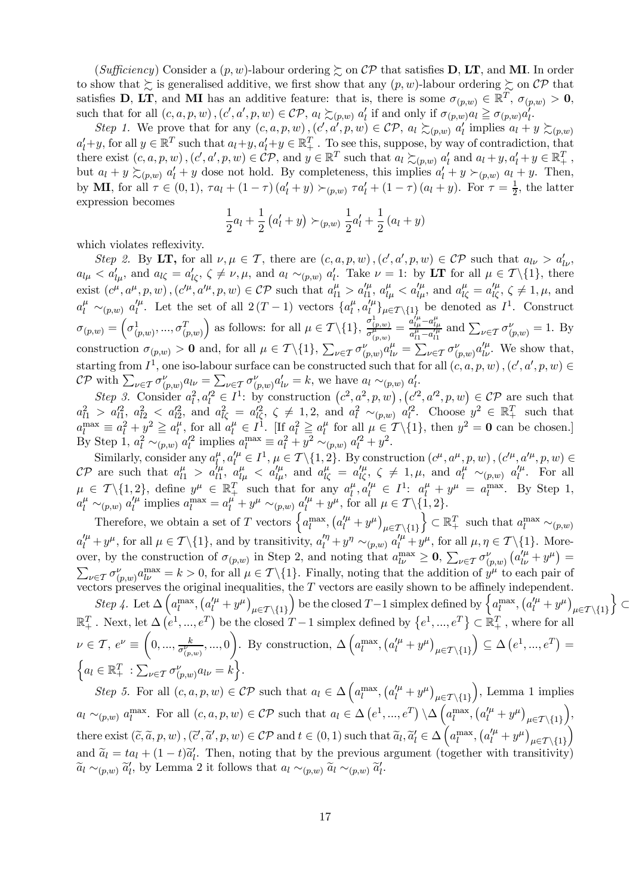(*Sufficiency*) Consider a $(p,w)$-labour ordering $\succsim$ on $\mathcal{CP}$ that satisfies **D**, **LT**, and **MI**. In order to show that $\succsim$ is generalised additive, we first show that any $(p,w)$-labour ordering $\succsim$ on $\mathcal{CP}$ that satisfies **D**, **LT**, and **MI** has an additive feature: that is, there is some $\sigma_{(p,w)} \in \mathbb{R}^T$, $\sigma_{(p,w)} > \mathbf{0}$, such that for all $(c,a,p,w), (c',a',p,w) \in \mathcal{CP}$, $a_l \succsim_{(p,w)} a'_l$ if and only if $\sigma_{(p,w)} a_l \geqq \sigma_{(p,w)} a'_l$.

*Step 1.* We prove that for any $(c,a,p,w), (c',a',p,w) \in \mathcal{CP}$, $a_l \succsim_{(p,w)} a'_l$ implies $a_l + y \succsim_{(p,w)} a'_l + y$, for all $y \in \mathbb{R}^T$ such that $a_l + y, a'_l + y \in \mathbb{R}^T_+$. To see this, suppose, by way of contradiction, that there exist $(c,a,p,w), (c',a',p,w) \in \mathcal{CP}$, and $y \in \mathbb{R}^T$ such that $a_l \succsim_{(p,w)} a'_l$ and $a_l + y, a'_l + y \in \mathbb{R}^T_+$, but $a_l + y \succsim_{(p,w)} a'_l + y$ dose not hold. By completeness, this implies $a'_l + y \succ_{(p,w)} a_l + y$. Then, by **MI**, for all $\tau \in (0,1)$, $\tau a_l + (1-\tau)(a'_l + y) \succ_{(p,w)} \tau a'_l + (1-\tau)(a_l + y)$. For $\tau = \frac{1}{2}$, the latter expression becomes

$$\frac{1}{2} a_l + \frac{1}{2}\left(a'_l + y\right) \succ_{(p,w)} \frac{1}{2} a'_l + \frac{1}{2}\left(a_l + y\right)$$

which violates reflexivity.

*Step 2.* By **LT,** for all $\nu, \mu \in \mathcal{T}$, there are $(c,a,p,w), (c',a',p,w) \in \mathcal{CP}$ such that $a_{l\nu} > a'_{l\nu}$, $a_{l\mu} < a'_{l\mu}$, and $a_{l\zeta} = a'_{l\zeta}$, $\zeta \neq \nu, \mu$, and $a_l \sim_{(p,w)} a'_l$. Take $\nu = 1$: by **LT** for all $\mu \in \mathcal{T}\backslash\{1\}$, there exist $(c^\mu, a^\mu, p, w), (c'^\mu, a'^\mu, p, w) \in \mathcal{CP}$ such that $a^\mu_{l1} > a'^\mu_{l1}$, $a^\mu_{l\mu} < a'^\mu_{l\mu}$, and $a^\mu_{l\zeta} = a'^\mu_{l\zeta}$, $\zeta \neq 1, \mu$, and $a^\mu_l \sim_{(p,w)} a'^\mu_l$. Let the set of all $2(T-1)$ vectors $\{a^\mu_l, a'^\mu_l\}_{\mu \in \mathcal{T}\backslash\{1\}}$ be denoted as $I^1$. Construct $\sigma_{(p,w)} = \left(\sigma^1_{(p,w)}, ..., \sigma^T_{(p,w)}\right)$ as follows: for all $\mu \in \mathcal{T}\backslash\{1\}$, $\frac{\sigma^1_{(p,w)}}{\sigma^\mu_{(p,w)}} = \frac{a'^\mu_{l\mu} - a^\mu_{l\mu}}{a^\mu_{l1} - a'^\mu_{l1}}$ and $\sum_{\nu \in \mathcal{T}} \sigma^\nu_{(p,w)} = 1$. By construction $\sigma_{(p,w)} > \mathbf{0}$ and, for all $\mu \in \mathcal{T}\backslash\{1\}$, $\sum_{\nu \in \mathcal{T}} \sigma^\nu_{(p,w)} a^\mu_{l\nu} = \sum_{\nu \in \mathcal{T}} \sigma^\nu_{(p,w)} a'^\mu_{l\nu}$. We show that, starting from $I^1$, one iso-labour surface can be constructed such that for all $(c,a,p,w), (c',a',p,w) \in \mathcal{CP}$ with $\sum_{\nu \in \mathcal{T}} \sigma^\nu_{(p,w)} a_{l\nu} = \sum_{\nu \in \mathcal{T}} \sigma^\nu_{(p,w)} a'_{l\nu} = k$, we have $a_l \sim_{(p,w)} a'_l$.

*Step 3.* Consider $a^2_l, a'^2_l \in I^1$: by construction $\left(c^2, a^2, p, w\right), \left(c'^2, a'^2, p, w\right) \in \mathcal{CP}$ are such that $a^2_{l1} > a'^2_{l1}$, $a^2_{l2} < a'^2_{l2}$, and $a^2_{l\zeta} = a'^2_{l\zeta}$, $\zeta \neq 1, 2$, and $a^2_l \sim_{(p,w)} a'^2_l$. Choose $y^2 \in \mathbb{R}^T_+$ such that $a^{\max}_l \equiv a^2_l + y^2 \geqq a^\mu_l$, for all $a^\mu_l \in I^1$. [If $a^2_l \geqq a^\mu_l$ for all $\mu \in \mathcal{T}\backslash\{1\}$, then $y^2 = \mathbf{0}$ can be chosen.] By Step 1, $a^2_l \sim_{(p,w)} a'^2_l$ implies $a^{\max}_l \equiv a^2_l + y^2 \sim_{(p,w)} a'^2_l + y^2$.

Similarly, consider any $a^\mu_l, a'^\mu_l \in I^1$, $\mu \in \mathcal{T}\backslash\{1,2\}$. By construction $(c^\mu, a^\mu, p, w), (c'^\mu, a'^\mu, p, w) \in \mathcal{CP}$ are such that $a^\mu_{l1} > a'^\mu_{l1}$, $a^\mu_{l\mu} < a'^\mu_{l\mu}$, and $a^\mu_{l\zeta} = a'^\mu_{l\zeta}$, $\zeta \neq 1, \mu$, and $a^\mu_l \sim_{(p,w)} a'^\mu_l$. For all $\mu \in \mathcal{T}\backslash\{1,2\}$, define $y^\mu \in \mathbb{R}^T_+$ such that for any $a^\mu_l, a'^\mu_l \in I^1$: $a^\mu_l + y^\mu = a^{\max}_l$. By Step 1, $a^\mu_l \sim_{(p,w)} a'^\mu_l$ implies $a^{\max}_l = a^\mu_l + y^\mu \sim_{(p,w)} a'^\mu_l + y^\mu$, for all $\mu \in \mathcal{T}\backslash\{1,2\}$.

Therefore, we obtain a set of $T$ vectors $\left\{a^{\max}_l, \left(a'^\mu_l + y^\mu\right)_{\mu \in \mathcal{T}\backslash\{1\}}\right\} \subset \mathbb{R}^T_+$ such that $a^{\max}_l \sim_{(p,w)} a'^\mu_l + y^\mu$, for all $\mu \in \mathcal{T}\backslash\{1\}$, and by transitivity, $a'^\eta_l + y^\eta \sim_{(p,w)} a'^\mu_l + y^\mu$, for all $\mu, \eta \in \mathcal{T}\backslash\{1\}$. Moreover, by the construction of $\sigma_{(p,w)}$ in Step 2, and noting that $a^{\max}_{l\nu} \geq \mathbf{0}$, $\sum_{\nu \in \mathcal{T}} \sigma^\nu_{(p,w)} \left(a'^\mu_{l\nu} + y^\mu\right) = \sum_{\nu \in \mathcal{T}} \sigma^\nu_{(p,w)} a^{\max}_{l\nu} = k > 0$, for all $\mu \in \mathcal{T}\backslash\{1\}$. Finally, noting that the addition of $y^\mu$ to each pair of vectors preserves the original inequalities, the $T$ vectors are easily shown to be affinely independent.

*Step 4.* Let $\Delta\left(a^{\max}_l, \left(a'^\mu_l + y^\mu\right)_{\mu \in \mathcal{T}\backslash\{1\}}\right)$ be the closed $T-1$ simplex defined by $\left\{a^{\max}_l, \left(a'^\mu_l + y^\mu\right)_{\mu \in \mathcal{T}\backslash\{1\}}\right\} \subset \mathbb{R}^T_+$. Next, let $\Delta\left(e^1, ..., e^T\right)$ be the closed $T-1$ simplex defined by $\left\{e^1, ..., e^T\right\} \subset \mathbb{R}^T_+$, where for all $\nu \in \mathcal{T}$, $e^\nu \equiv \left(0, ..., \frac{k}{\sigma^\nu_{(p,w)}}, ..., 0\right)$. By construction, $\Delta\left(a^{\max}_l, \left(a'^\mu_l + y^\mu\right)_{\mu \in \mathcal{T}\backslash\{1\}}\right) \subseteq \Delta\left(e^1, ..., e^T\right) = \left\{a_l \in \mathbb{R}^T_+ : \sum_{\nu \in \mathcal{T}} \sigma^\nu_{(p,w)} a_{l\nu} = k\right\}$.

*Step 5.* For all $(c,a,p,w) \in \mathcal{CP}$ such that $a_l \in \Delta\left(a^{\max}_l, \left(a'^\mu_l + y^\mu\right)_{\mu \in \mathcal{T}\backslash\{1\}}\right)$, Lemma 1 implies $a_l \sim_{(p,w)} a^{\max}_l$. For all $(c,a,p,w) \in \mathcal{CP}$ such that $a_l \in \Delta\left(e^1, ..., e^T\right) \backslash \Delta\left(a^{\max}_l, \left(a'^\mu_l + y^\mu\right)_{\mu \in \mathcal{T}\backslash\{1\}}\right)$, there exist $(\widetilde{c}, \widetilde{a}, p, w), (\widetilde{c}', \widetilde{a}', p, w) \in \mathcal{CP}$ and $t \in (0,1)$ such that $\widetilde{a}_l, \widetilde{a}'_l \in \Delta\left(a^{\max}_l, \left(a'^\mu_l + y^\mu\right)_{\mu \in \mathcal{T}\backslash\{1\}}\right)$ and $\widetilde{a}_l = t a_l + (1-t)\widetilde{a}'_l$. Then, noting that by the previous argument (together with transitivity) $\widetilde{a}_l \sim_{(p,w)} \widetilde{a}'_l$, by Lemma 2 it follows that $a_l \sim_{(p,w)} \widetilde{a}_l \sim_{(p,w)} \widetilde{a}'_l$.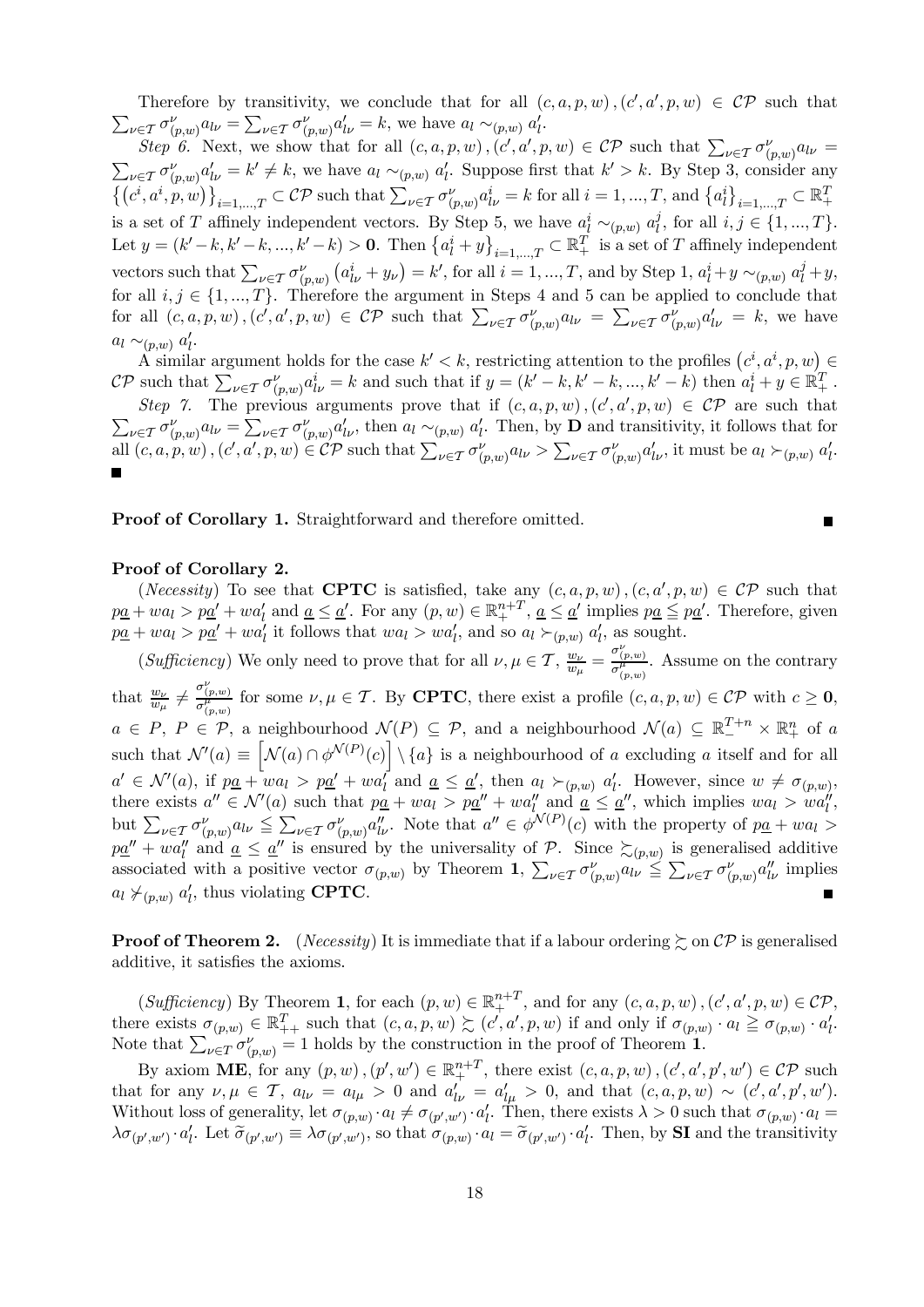Therefore by transitivity, we conclude that for all $(c, a, p, w), (c', a', p, w) \in \mathcal{CP}$ such that $\sum_{\nu \in \mathcal{T}} \sigma^{\nu}_{(p,w)} a_{l\nu} = \sum_{\nu \in \mathcal{T}} \sigma^{\nu}_{(p,w)} a'_{l\nu} = k$, we have $a_l \sim_{(p,w)} a'_l$.

*Step 6.* Next, we show that for all $(c, a, p, w), (c', a', p, w) \in \mathcal{CP}$ such that $\sum_{\nu \in \mathcal{T}} \sigma^{\nu}_{(p,w)} a_{l\nu} = \sum_{\nu \in \mathcal{T}} \sigma^{\nu}_{(p,w)} a'_{l\nu} = k' \neq k$, we have $a_l \sim_{(p,w)} a'_l$. Suppose first that $k' > k$. By Step 3, consider any $\left\{\left(c^i, a^i, p, w\right)\right\}_{i=1,...,T} \subset \mathcal{CP}$ such that $\sum_{\nu \in \mathcal{T}} \sigma^{\nu}_{(p,w)} a^i_{l\nu} = k$ for all $i = 1, ..., T$, and $\left\{a^i_l\right\}_{i=1,...,T} \subset \mathbb{R}^T_+$ is a set of $T$ affinely independent vectors. By Step 5, we have $a^i_l \sim_{(p,w)} a^j_l$, for all $i, j \in \{1, ..., T\}$. Let $y = (k' - k, k' - k, ..., k' - k) > \mathbf{0}$. Then $\left\{a^i_l + y\right\}_{i=1,...,T} \subset \mathbb{R}^T_+$ is a set of $T$ affinely independent vectors such that $\sum_{\nu \in \mathcal{T}} \sigma^{\nu}_{(p,w)} \left(a^i_{l\nu} + y_\nu\right) = k'$, for all $i = 1, ..., T$, and by Step 1, $a^i_l + y \sim_{(p,w)} a^j_l + y$, for all $i, j \in \{1, ..., T\}$. Therefore the argument in Steps 4 and 5 can be applied to conclude that for all $(c, a, p, w), (c', a', p, w) \in \mathcal{CP}$ such that $\sum_{\nu \in \mathcal{T}} \sigma^{\nu}_{(p,w)} a_{l\nu} = \sum_{\nu \in \mathcal{T}} \sigma^{\nu}_{(p,w)} a'_{l\nu} = k$, we have $a_l \sim_{(p,w)} a'_l$.

A similar argument holds for the case $k' < k$, restricting attention to the profiles $\left(c^i, a^i, p, w\right) \in \mathcal{CP}$ such that $\sum_{\nu \in \mathcal{T}} \sigma^{\nu}_{(p,w)} a^i_{l\nu} = k$ and such that if $y = (k' - k, k' - k, ..., k' - k)$ then $a^i_l + y \in \mathbb{R}^T_+$.

*Step 7.* The previous arguments prove that if $(c, a, p, w), (c', a', p, w) \in \mathcal{CP}$ are such that $\sum_{\nu \in \mathcal{T}} \sigma^{\nu}_{(p,w)} a_{l\nu} = \sum_{\nu \in \mathcal{T}} \sigma^{\nu}_{(p,w)} a'_{l\nu}$, then $a_l \sim_{(p,w)} a'_l$. Then, by **D** and transitivity, it follows that for all $(c, a, p, w), (c', a', p, w) \in \mathcal{CP}$ such that $\sum_{\nu \in \mathcal{T}} \sigma^{\nu}_{(p,w)} a_{l\nu} > \sum_{\nu \in \mathcal{T}} \sigma^{\nu}_{(p,w)} a'_{l\nu}$, it must be $a_l \succ_{(p,w)} a'_l$. ■

**Proof of Corollary 1.** Straightforward and therefore omitted. ■

**Proof of Corollary 2.**

(*Necessity*) To see that **CPTC** is satisfied, take any $(c, a, p, w), (c, a', p, w) \in \mathcal{CP}$ such that $p\underline{a} + wa_l > p\underline{a}' + wa'_l$ and $\underline{a} \leq \underline{a}'$. For any $(p, w) \in \mathbb{R}^{n+T}_+$, $\underline{a} \leq \underline{a}'$ implies $p\underline{a} \leqq p\underline{a}'$. Therefore, given $p\underline{a} + wa_l > p\underline{a}' + wa'_l$ it follows that $wa_l > wa'_l$, and so $a_l \succ_{(p,w)} a'_l$, as sought.

(*Sufficiency*) We only need to prove that for all $\nu, \mu \in \mathcal{T}$, $\frac{w_\nu}{w_\mu} = \frac{\sigma^{\nu}_{(p,w)}}{\sigma^{\mu}_{(p,w)}}$. Assume on the contrary that $\frac{w_\nu}{w_\mu} \neq \frac{\sigma^{\nu}_{(p,w)}}{\sigma^{\mu}_{(p,w)}}$ for some $\nu, \mu \in \mathcal{T}$. By **CPTC**, there exist a profile $(c, a, p, w) \in \mathcal{CP}$ with $c \geq \mathbf{0}$, $a \in P$, $P \in \mathcal{P}$, a neighbourhood $\mathcal{N}(P) \subseteq \mathcal{P}$, and a neighbourhood $\mathcal{N}(a) \subseteq \mathbb{R}^{T+n}_- \times \mathbb{R}^n_+$ of $a$ such that $\mathcal{N}'(a) \equiv \left[\mathcal{N}(a) \cap \phi^{\mathcal{N}(P)}(c)\right] \setminus \{a\}$ is a neighbourhood of $a$ excluding $a$ itself and for all $a' \in \mathcal{N}'(a)$, if $p\underline{a} + wa_l > p\underline{a}' + wa'_l$ and $\underline{a} \leq \underline{a}'$, then $a_l \succ_{(p,w)} a'_l$. However, since $w \neq \sigma_{(p,w)}$, there exists $a'' \in \mathcal{N}'(a)$ such that $p\underline{a} + wa_l > p\underline{a}'' + wa''_l$ and $\underline{a} \leq \underline{a}''$, which implies $wa_l > wa''_l$, but $\sum_{\nu \in \mathcal{T}} \sigma^{\nu}_{(p,w)} a_{l\nu} \leqq \sum_{\nu \in \mathcal{T}} \sigma^{\nu}_{(p,w)} a''_{l\nu}$. Note that $a'' \in \phi^{\mathcal{N}(P)}(c)$ with the property of $p\underline{a} + wa_l > p\underline{a}'' + wa''_l$ and $\underline{a} \leq \underline{a}''$ is ensured by the universality of $\mathcal{P}$. Since $\succsim_{(p,w)}$ is generalised additive associated with a positive vector $\sigma_{(p,w)}$ by Theorem **1**, $\sum_{\nu \in \mathcal{T}} \sigma^{\nu}_{(p,w)} a_{l\nu} \leqq \sum_{\nu \in \mathcal{T}} \sigma^{\nu}_{(p,w)} a''_{l\nu}$ implies $a_l \not\succ_{(p,w)} a'_l$, thus violating **CPTC**. ■

**Proof of Theorem 2.** (*Necessity*) It is immediate that if a labour ordering $\succsim$ on $\mathcal{CP}$ is generalised additive, it satisfies the axioms.

(*Sufficiency*) By Theorem **1**, for each $(p, w) \in \mathbb{R}^{n+T}_+$, and for any $(c, a, p, w), (c', a', p, w) \in \mathcal{CP}$, there exists $\sigma_{(p,w)} \in \mathbb{R}^T_{++}$ such that $(c, a, p, w) \succsim (c', a', p, w)$ if and only if $\sigma_{(p,w)} \cdot a_l \geqq \sigma_{(p,w)} \cdot a'_l$. Note that $\sum_{\nu \in \mathcal{T}} \sigma^{\nu}_{(p,w)} = 1$ holds by the construction in the proof of Theorem **1**.

By axiom **ME**, for any $(p, w), (p', w') \in \mathbb{R}^{n+T}_+$, there exist $(c, a, p, w), (c', a', p', w') \in \mathcal{CP}$ such that for any $\nu, \mu \in \mathcal{T}$, $a_{l\nu} = a_{l\mu} > 0$ and $a'_{l\nu} = a'_{l\mu} > 0$, and that $(c, a, p, w) \sim (c', a', p', w')$. Without loss of generality, let $\sigma_{(p,w)} \cdot a_l \neq \sigma_{(p',w')} \cdot a'_l$. Then, there exists $\lambda > 0$ such that $\sigma_{(p,w)} \cdot a_l = \lambda \sigma_{(p',w')} \cdot a'_l$. Let $\widetilde{\sigma}_{(p',w')} \equiv \lambda \sigma_{(p',w')}$, so that $\sigma_{(p,w)} \cdot a_l = \widetilde{\sigma}_{(p',w')} \cdot a'_l$. Then, by **SI** and the transitivity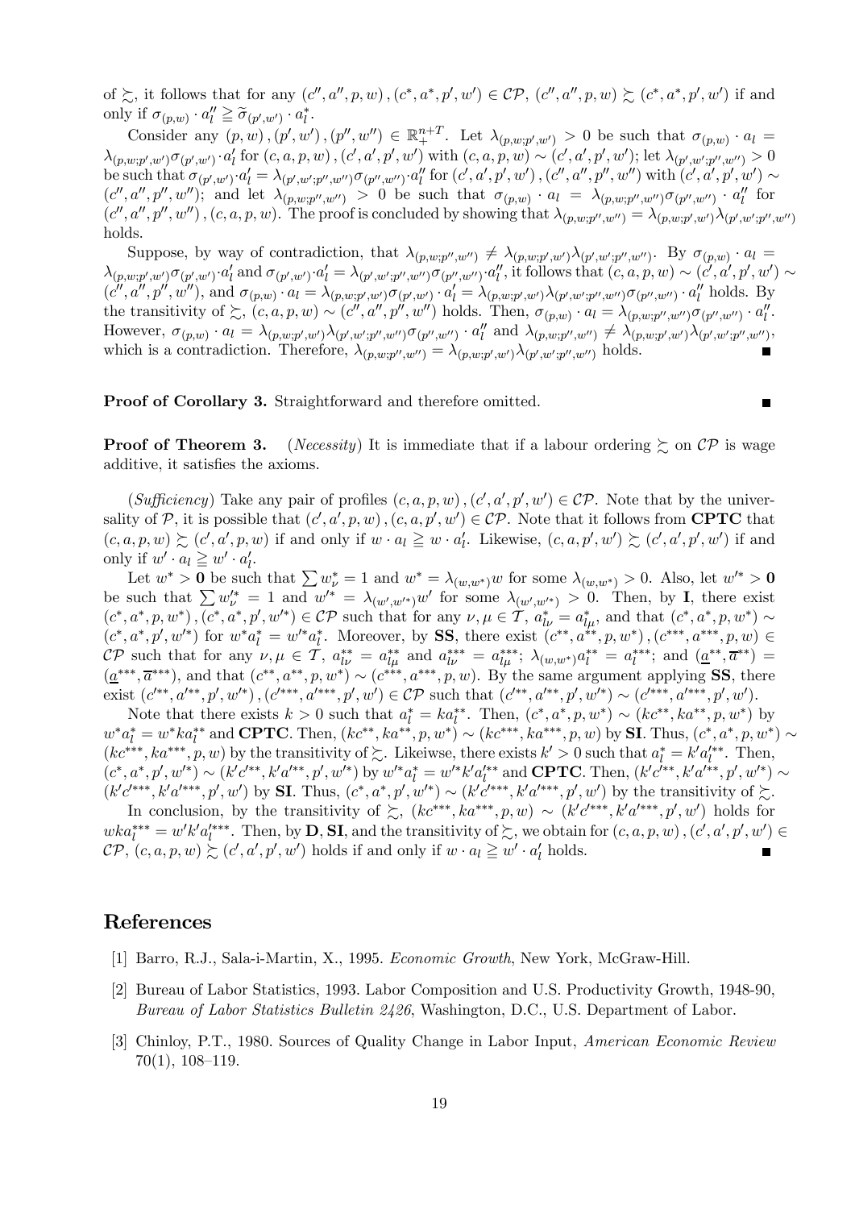of $\succsim$, it follows that for any $(c'', a'', p, w), (c^*, a^*, p', w') \in \mathcal{CP}$, $(c'', a'', p, w) \succsim (c^*, a^*, p', w')$ if and only if $\sigma_{(p,w)} \cdot a''_l \geqq \widetilde{\sigma}_{(p',w')} \cdot a^*_l$.

Consider any $(p, w), (p', w'), (p'', w'') \in \mathbb{R}^{n+T}_+$. Let $\lambda_{(p,w;p',w')} > 0$ be such that $\sigma_{(p,w)} \cdot a_l = \lambda_{(p,w;p',w')} \sigma_{(p',w')} \cdot a'_l$ for $(c, a, p, w), (c', a', p', w')$ with $(c, a, p, w) \sim (c', a', p', w')$; let $\lambda_{(p',w';p'',w'')} > 0$ be such that $\sigma_{(p',w')} \cdot a'_l = \lambda_{(p',w';p'',w'')} \sigma_{(p'',w'')} \cdot a''_l$ for $(c', a', p', w'), (c'', a'', p'', w'')$ with $(c', a', p', w') \sim (c'', a'', p'', w'')$; and let $\lambda_{(p,w;p'',w'')} > 0$ be such that $\sigma_{(p,w)} \cdot a_l = \lambda_{(p,w;p'',w'')} \sigma_{(p'',w'')} \cdot a''_l$ for $(c'', a'', p'', w''), (c, a, p, w)$. The proof is concluded by showing that $\lambda_{(p,w;p'',w'')} = \lambda_{(p,w;p',w')} \lambda_{(p',w';p'',w'')}$ holds.

Suppose, by way of contradiction, that $\lambda_{(p,w;p'',w'')} \neq \lambda_{(p,w;p',w')} \lambda_{(p',w';p'',w'')}$. By $\sigma_{(p,w)} \cdot a_l = \lambda_{(p,w;p',w')} \sigma_{(p',w')} \cdot a'_l$ and $\sigma_{(p',w')} \cdot a'_l = \lambda_{(p',w';p'',w'')} \sigma_{(p'',w'')} \cdot a''_l$, it follows that $(c, a, p, w) \sim (c', a', p', w') \sim (c'', a'', p'', w'')$, and $\sigma_{(p,w)} \cdot a_l = \lambda_{(p,w;p',w')} \sigma_{(p',w')} \cdot a'_l = \lambda_{(p,w;p',w')} \lambda_{(p',w';p'',w'')} \sigma_{(p'',w'')} \cdot a''_l$ holds. By the transitivity of $\succsim$, $(c, a, p, w) \sim (c'', a'', p'', w'')$ holds. Then, $\sigma_{(p,w)} \cdot a_l = \lambda_{(p,w;p'',w'')} \sigma_{(p'',w'')} \cdot a''_l$. However, $\sigma_{(p,w)} \cdot a_l = \lambda_{(p,w;p',w')} \lambda_{(p',w';p'',w'')} \sigma_{(p'',w'')} \cdot a''_l$ and $\lambda_{(p,w;p'',w'')} \neq \lambda_{(p,w;p',w')} \lambda_{(p',w';p'',w'')}$, which is a contradiction. Therefore, $\lambda_{(p,w;p'',w'')} = \lambda_{(p,w;p',w')} \lambda_{(p',w';p'',w'')}$ holds. ∎

**Proof of Corollary 3.** Straightforward and therefore omitted. ∎

**Proof of Theorem 3.** (*Necessity*) It is immediate that if a labour ordering $\succsim$ on $\mathcal{CP}$ is wage additive, it satisfies the axioms.

(*Sufficiency*) Take any pair of profiles $(c, a, p, w), (c', a', p', w') \in \mathcal{CP}$. Note that by the universality of $\mathcal{P}$, it is possible that $(c', a', p, w), (c, a, p', w') \in \mathcal{CP}$. Note that it follows from **CPTC** that $(c, a, p, w) \succsim (c', a', p, w)$ if and only if $w \cdot a_l \geqq w \cdot a'_l$. Likewise, $(c, a, p', w') \succsim (c', a', p', w')$ if and only if $w' \cdot a_l \geqq w' \cdot a'_l$.

Let $w^* > \mathbf{0}$ be such that $\sum w^*_\nu = 1$ and $w^* = \lambda_{(w,w^*)} w$ for some $\lambda_{(w,w^*)} > 0$. Also, let $w'^* > \mathbf{0}$ be such that $\sum w'^*_\nu = 1$ and $w'^* = \lambda_{(w',w'^*)} w'$ for some $\lambda_{(w',w'^*)} > 0$. Then, by **I**, there exist $(c^*, a^*, p, w^*), (c^*, a^*, p', w'^*) \in \mathcal{CP}$ such that for any $\nu, \mu \in \mathcal{T}$, $a^*_{l\nu} = a^*_{l\mu}$, and that $(c^*, a^*, p, w^*) \sim (c^*, a^*, p', w'^*)$ for $w^* a^*_l = w'^* a^*_l$. Moreover, by **SS**, there exist $(c^{**}, a^{**}, p, w^*), (c^{***}, a^{***}, p, w) \in \mathcal{CP}$ such that for any $\nu, \mu \in \mathcal{T}$, $a^{**}_{l\nu} = a^{**}_{l\mu}$ and $a^{***}_{l\nu} = a^{***}_{l\mu}$; $\lambda_{(w,w^*)} a^{**}_l = a^{***}_l$; and $(\underline{a}^{**}, \overline{a}^{**}) = (\underline{a}^{***}, \overline{a}^{***})$, and that $(c^{**}, a^{**}, p, w^*) \sim (c^{***}, a^{***}, p, w)$. By the same argument applying **SS**, there exist $(c'^{**}, a'^{**}, p', w'^*), (c'^{***}, a'^{***}, p', w') \in \mathcal{CP}$ such that $(c'^{**}, a'^{**}, p', w'^*) \sim (c'^{***}, a'^{***}, p', w')$.

Note that there exists $k > 0$ such that $a^*_l = k a^{**}_l$. Then, $(c^*, a^*, p, w^*) \sim (kc^{**}, ka^{**}, p, w^*)$ by $w^* a^*_l = w^* k a^{**}_l$ and **CPTC**. Then, $(kc^{**}, ka^{**}, p, w^*) \sim (kc^{***}, ka^{***}, p, w)$ by **SI**. Thus, $(c^*, a^*, p, w^*) \sim (kc^{***}, ka^{***}, p, w)$ by the transitivity of $\succsim$. Likeiwse, there exists $k' > 0$ such that $a^*_l = k' a'^{**}_l$. Then, $(c^*, a^*, p', w'^*) \sim (k' c'^{**}, k' a'^{**}, p', w'^*)$ by $w'^* a^*_l = w'^* k' a'^{**}_l$ and **CPTC**. Then, $(k' c'^{**}, k' a'^{**}, p', w'^*) \sim (k' c'^{***}, k' a'^{***}, p', w')$ by **SI**. Thus, $(c^*, a^*, p', w'^*) \sim (k' c'^{***}, k' a'^{***}, p', w')$ by the transitivity of $\succsim$.

In conclusion, by the transitivity of $\succsim$, $(kc^{***}, ka^{***}, p, w) \sim (k' c'^{***}, k' a'^{***}, p', w')$ holds for $wka^{***}_l = w' k' a'^{***}_l$. Then, by **D**, **SI**, and the transitivity of $\succsim$, we obtain for $(c, a, p, w), (c', a', p', w') \in \mathcal{CP}$, $(c, a, p, w) \succsim (c', a', p', w')$ holds if and only if $w \cdot a_l \geqq w' \cdot a'_l$ holds. ∎

# References

[1] Barro, R.J., Sala-i-Martin, X., 1995. *Economic Growth*, New York, McGraw-Hill.

[2] Bureau of Labor Statistics, 1993. Labor Composition and U.S. Productivity Growth, 1948-90, *Bureau of Labor Statistics Bulletin 2426*, Washington, D.C., U.S. Department of Labor.

[3] Chinloy, P.T., 1980. Sources of Quality Change in Labor Input, *American Economic Review* 70(1), 108–119.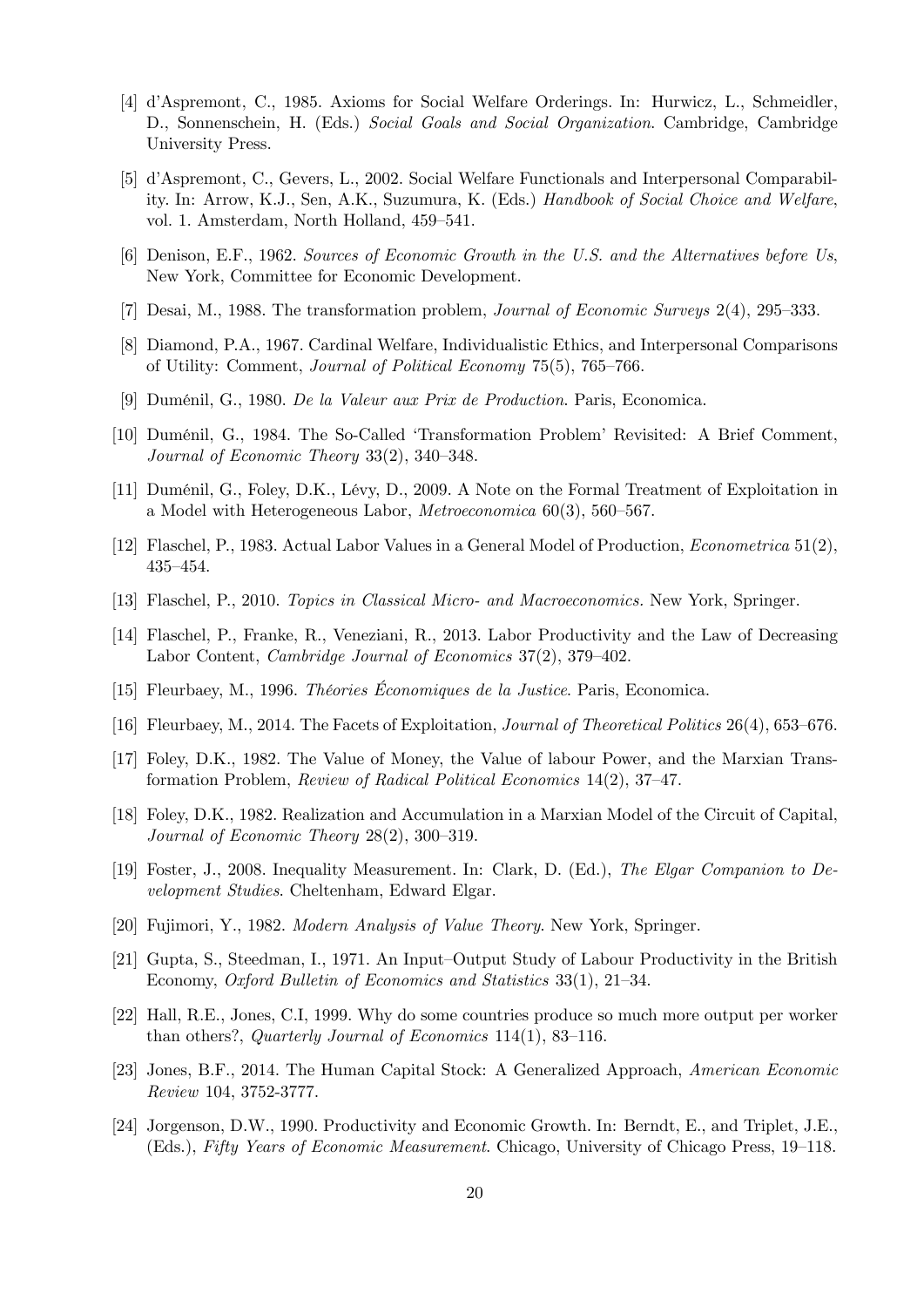[4] d'Aspremont, C., 1985. Axioms for Social Welfare Orderings. In: Hurwicz, L., Schmeidler, D., Sonnenschein, H. (Eds.) *Social Goals and Social Organization*. Cambridge, Cambridge University Press.

[5] d'Aspremont, C., Gevers, L., 2002. Social Welfare Functionals and Interpersonal Comparability. In: Arrow, K.J., Sen, A.K., Suzumura, K. (Eds.) *Handbook of Social Choice and Welfare*, vol. 1. Amsterdam, North Holland, 459–541.

[6] Denison, E.F., 1962. *Sources of Economic Growth in the U.S. and the Alternatives before Us*, New York, Committee for Economic Development.

[7] Desai, M., 1988. The transformation problem, *Journal of Economic Surveys* 2(4), 295–333.

[8] Diamond, P.A., 1967. Cardinal Welfare, Individualistic Ethics, and Interpersonal Comparisons of Utility: Comment, *Journal of Political Economy* 75(5), 765–766.

[9] Duménil, G., 1980. *De la Valeur aux Prix de Production*. Paris, Economica.

[10] Duménil, G., 1984. The So-Called 'Transformation Problem' Revisited: A Brief Comment, *Journal of Economic Theory* 33(2), 340–348.

[11] Duménil, G., Foley, D.K., Lévy, D., 2009. A Note on the Formal Treatment of Exploitation in a Model with Heterogeneous Labor, *Metroeconomica* 60(3), 560–567.

[12] Flaschel, P., 1983. Actual Labor Values in a General Model of Production, *Econometrica* 51(2), 435–454.

[13] Flaschel, P., 2010. *Topics in Classical Micro- and Macroeconomics*. New York, Springer.

[14] Flaschel, P., Franke, R., Veneziani, R., 2013. Labor Productivity and the Law of Decreasing Labor Content, *Cambridge Journal of Economics* 37(2), 379–402.

[15] Fleurbaey, M., 1996. *Théories Économiques de la Justice*. Paris, Economica.

[16] Fleurbaey, M., 2014. The Facets of Exploitation, *Journal of Theoretical Politics* 26(4), 653–676.

[17] Foley, D.K., 1982. The Value of Money, the Value of labour Power, and the Marxian Transformation Problem, *Review of Radical Political Economics* 14(2), 37–47.

[18] Foley, D.K., 1982. Realization and Accumulation in a Marxian Model of the Circuit of Capital, *Journal of Economic Theory* 28(2), 300–319.

[19] Foster, J., 2008. Inequality Measurement. In: Clark, D. (Ed.), *The Elgar Companion to Development Studies*. Cheltenham, Edward Elgar.

[20] Fujimori, Y., 1982. *Modern Analysis of Value Theory*. New York, Springer.

[21] Gupta, S., Steedman, I., 1971. An Input–Output Study of Labour Productivity in the British Economy, *Oxford Bulletin of Economics and Statistics* 33(1), 21–34.

[22] Hall, R.E., Jones, C.I, 1999. Why do some countries produce so much more output per worker than others?, *Quarterly Journal of Economics* 114(1), 83–116.

[23] Jones, B.F., 2014. The Human Capital Stock: A Generalized Approach, *American Economic Review* 104, 3752-3777.

[24] Jorgenson, D.W., 1990. Productivity and Economic Growth. In: Berndt, E., and Triplet, J.E., (Eds.), *Fifty Years of Economic Measurement*. Chicago, University of Chicago Press, 19–118.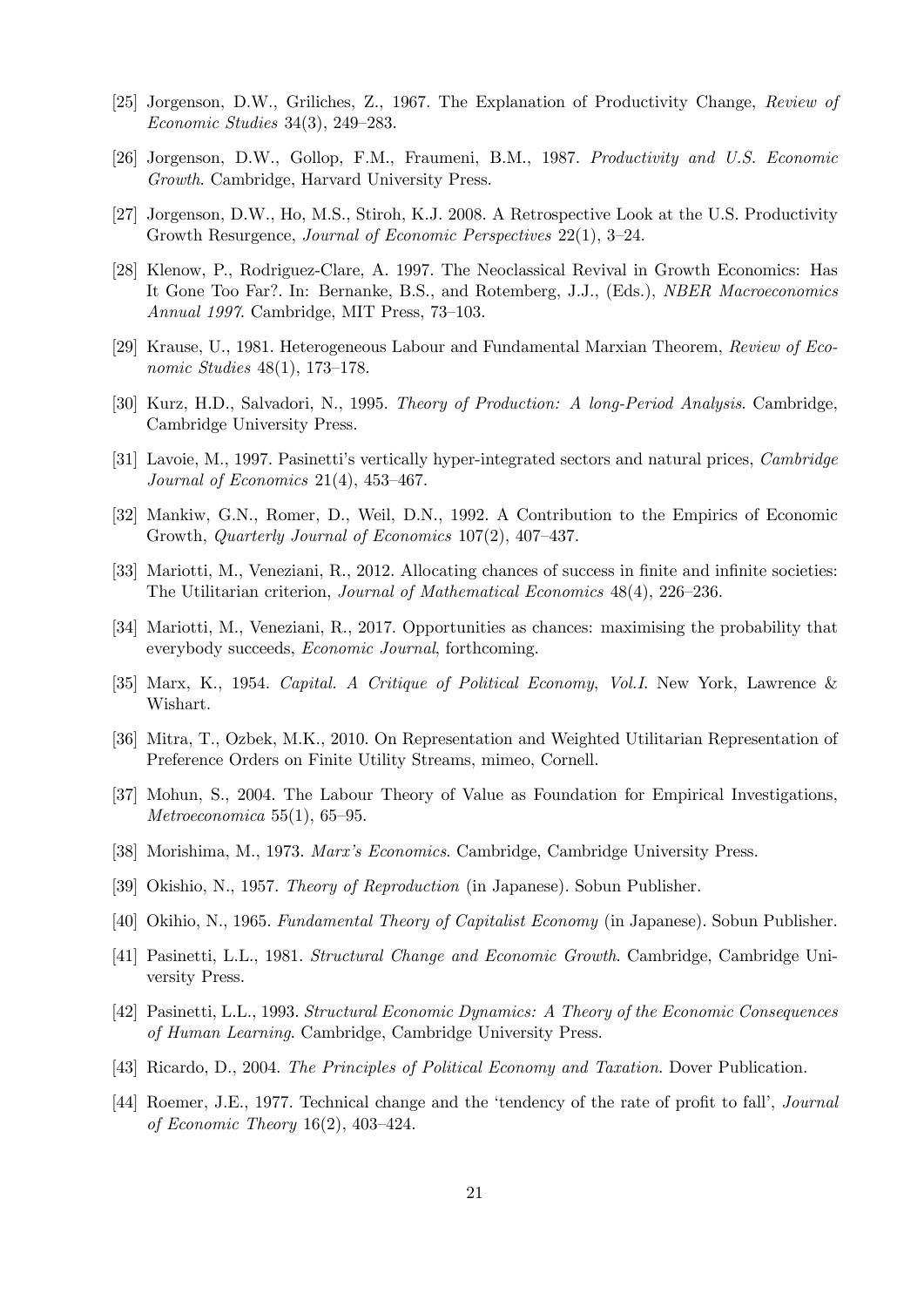[25] Jorgenson, D.W., Griliches, Z., 1967. The Explanation of Productivity Change, *Review of Economic Studies* 34(3), 249–283.

[26] Jorgenson, D.W., Gollop, F.M., Fraumeni, B.M., 1987. *Productivity and U.S. Economic Growth*. Cambridge, Harvard University Press.

[27] Jorgenson, D.W., Ho, M.S., Stiroh, K.J. 2008. A Retrospective Look at the U.S. Productivity Growth Resurgence, *Journal of Economic Perspectives* 22(1), 3–24.

[28] Klenow, P., Rodriguez-Clare, A. 1997. The Neoclassical Revival in Growth Economics: Has It Gone Too Far?. In: Bernanke, B.S., and Rotemberg, J.J., (Eds.), *NBER Macroeconomics Annual 1997*. Cambridge, MIT Press, 73–103.

[29] Krause, U., 1981. Heterogeneous Labour and Fundamental Marxian Theorem, *Review of Economic Studies* 48(1), 173–178.

[30] Kurz, H.D., Salvadori, N., 1995. *Theory of Production: A long-Period Analysis*. Cambridge, Cambridge University Press.

[31] Lavoie, M., 1997. Pasinetti's vertically hyper-integrated sectors and natural prices, *Cambridge Journal of Economics* 21(4), 453–467.

[32] Mankiw, G.N., Romer, D., Weil, D.N., 1992. A Contribution to the Empirics of Economic Growth, *Quarterly Journal of Economics* 107(2), 407–437.

[33] Mariotti, M., Veneziani, R., 2012. Allocating chances of success in finite and infinite societies: The Utilitarian criterion, *Journal of Mathematical Economics* 48(4), 226–236.

[34] Mariotti, M., Veneziani, R., 2017. Opportunities as chances: maximising the probability that everybody succeeds, *Economic Journal*, forthcoming.

[35] Marx, K., 1954. *Capital. A Critique of Political Economy, Vol.I*. New York, Lawrence & Wishart.

[36] Mitra, T., Ozbek, M.K., 2010. On Representation and Weighted Utilitarian Representation of Preference Orders on Finite Utility Streams, mimeo, Cornell.

[37] Mohun, S., 2004. The Labour Theory of Value as Foundation for Empirical Investigations, *Metroeconomica* 55(1), 65–95.

[38] Morishima, M., 1973. *Marx's Economics*. Cambridge, Cambridge University Press.

[39] Okishio, N., 1957. *Theory of Reproduction* (in Japanese). Sobun Publisher.

[40] Okihio, N., 1965. *Fundamental Theory of Capitalist Economy* (in Japanese). Sobun Publisher.

[41] Pasinetti, L.L., 1981. *Structural Change and Economic Growth*. Cambridge, Cambridge University Press.

[42] Pasinetti, L.L., 1993. *Structural Economic Dynamics: A Theory of the Economic Consequences of Human Learning*. Cambridge, Cambridge University Press.

[43] Ricardo, D., 2004. *The Principles of Political Economy and Taxation*. Dover Publication.

[44] Roemer, J.E., 1977. Technical change and the 'tendency of the rate of profit to fall', *Journal of Economic Theory* 16(2), 403–424.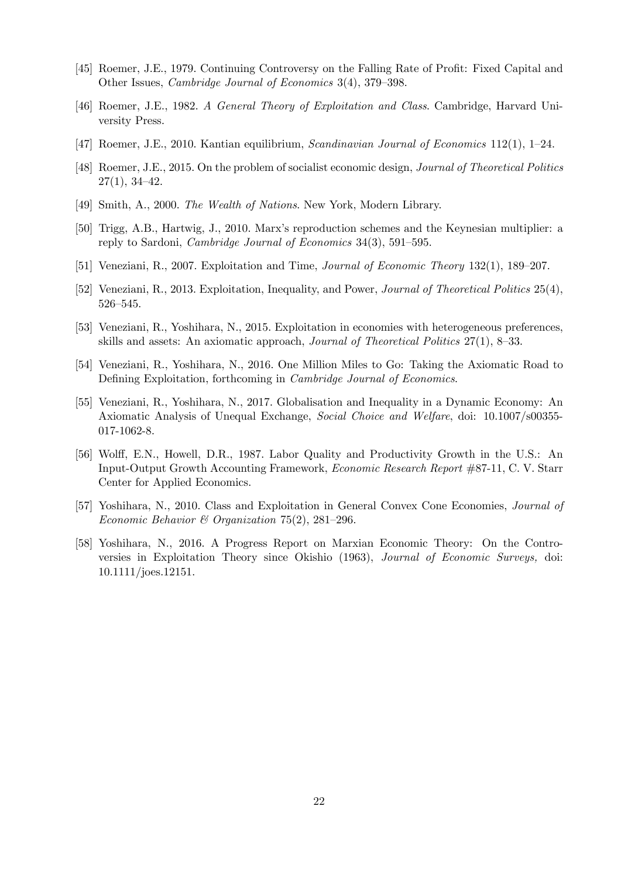[45] Roemer, J.E., 1979. Continuing Controversy on the Falling Rate of Profit: Fixed Capital and Other Issues, *Cambridge Journal of Economics* 3(4), 379–398.

[46] Roemer, J.E., 1982. *A General Theory of Exploitation and Class*. Cambridge, Harvard University Press.

[47] Roemer, J.E., 2010. Kantian equilibrium, *Scandinavian Journal of Economics* 112(1), 1–24.

[48] Roemer, J.E., 2015. On the problem of socialist economic design, *Journal of Theoretical Politics* 27(1), 34–42.

[49] Smith, A., 2000. *The Wealth of Nations*. New York, Modern Library.

[50] Trigg, A.B., Hartwig, J., 2010. Marx's reproduction schemes and the Keynesian multiplier: a reply to Sardoni, *Cambridge Journal of Economics* 34(3), 591–595.

[51] Veneziani, R., 2007. Exploitation and Time, *Journal of Economic Theory* 132(1), 189–207.

[52] Veneziani, R., 2013. Exploitation, Inequality, and Power, *Journal of Theoretical Politics* 25(4), 526–545.

[53] Veneziani, R., Yoshihara, N., 2015. Exploitation in economies with heterogeneous preferences, skills and assets: An axiomatic approach, *Journal of Theoretical Politics* 27(1), 8–33.

[54] Veneziani, R., Yoshihara, N., 2016. One Million Miles to Go: Taking the Axiomatic Road to Defining Exploitation, forthcoming in *Cambridge Journal of Economics*.

[55] Veneziani, R., Yoshihara, N., 2017. Globalisation and Inequality in a Dynamic Economy: An Axiomatic Analysis of Unequal Exchange, *Social Choice and Welfare*, doi: 10.1007/s00355-017-1062-8.

[56] Wolff, E.N., Howell, D.R., 1987. Labor Quality and Productivity Growth in the U.S.: An Input-Output Growth Accounting Framework, *Economic Research Report* #87-11, C. V. Starr Center for Applied Economics.

[57] Yoshihara, N., 2010. Class and Exploitation in General Convex Cone Economies, *Journal of Economic Behavior & Organization* 75(2), 281–296.

[58] Yoshihara, N., 2016. A Progress Report on Marxian Economic Theory: On the Controversies in Exploitation Theory since Okishio (1963), *Journal of Economic Surveys,* doi: 10.1111/joes.12151.